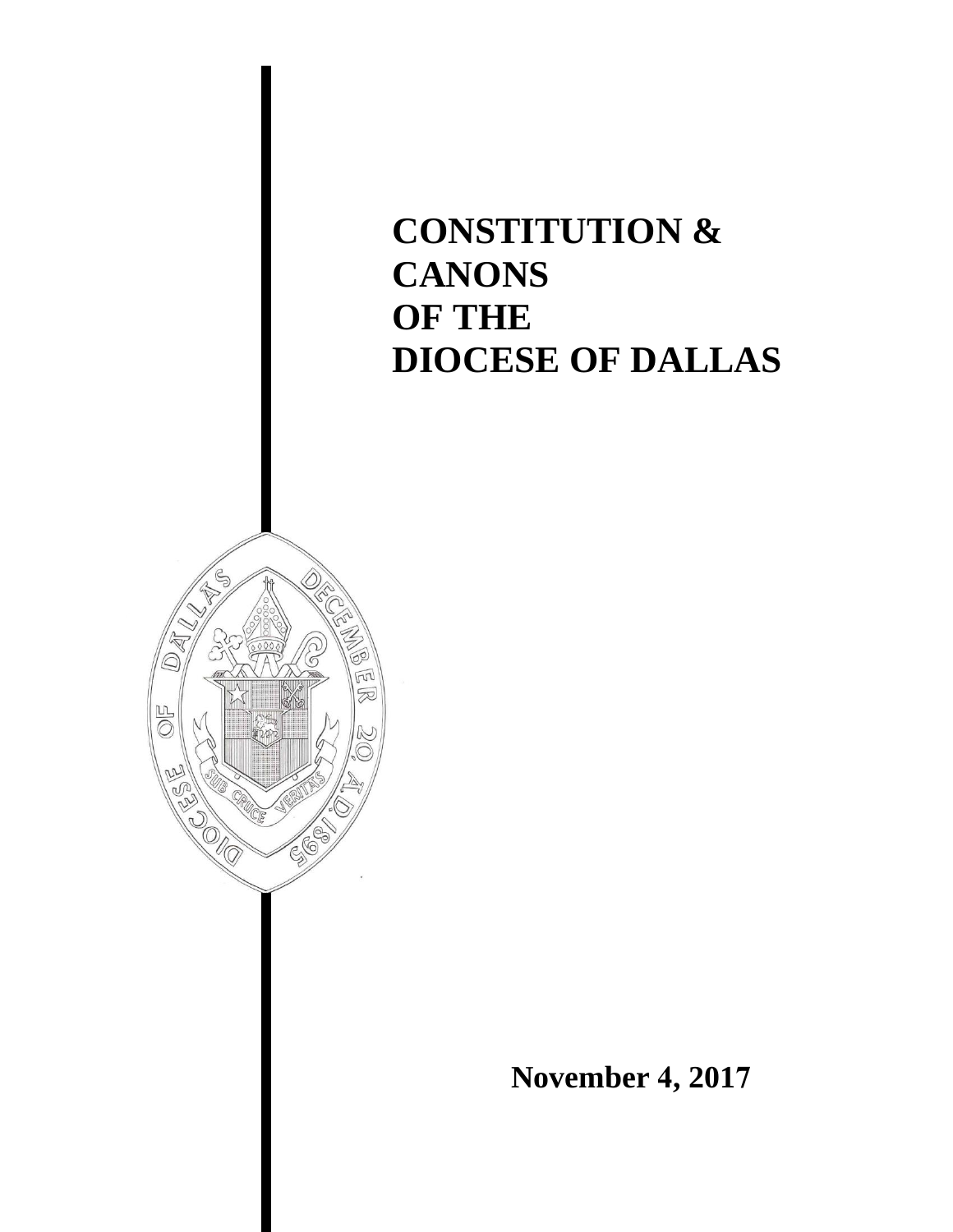# CONSTITUTION & CANONS OF THE DIOCESE OF DALLAS

**November 4, 2017**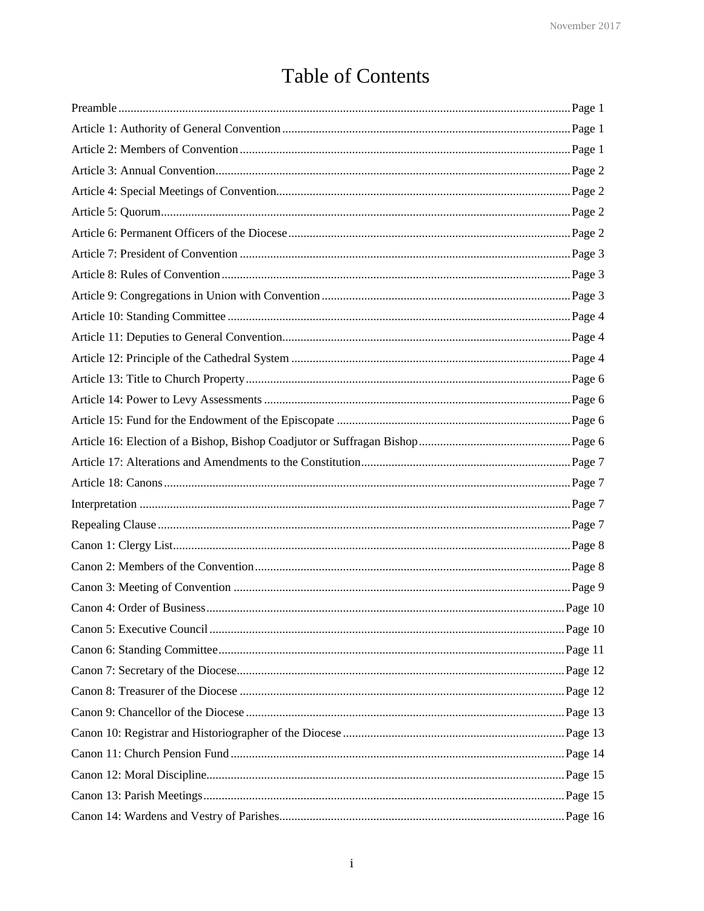# Table of Contents

Preamble .......... Page 1
Article 1: Authority of General Convention .......... Page 1
Article 2: Members of Convention .......... Page 1
Article 3: Annual Convention .......... Page 2
Article 4: Special Meetings of Convention .......... Page 2
Article 5: Quorum .......... Page 2
Article 6: Permanent Officers of the Diocese .......... Page 2
Article 7: President of Convention .......... Page 3
Article 8: Rules of Convention .......... Page 3
Article 9: Congregations in Union with Convention .......... Page 3
Article 10: Standing Committee .......... Page 4
Article 11: Deputies to General Convention .......... Page 4
Article 12: Principle of the Cathedral System .......... Page 4
Article 13: Title to Church Property .......... Page 6
Article 14: Power to Levy Assessments .......... Page 6
Article 15: Fund for the Endowment of the Episcopate .......... Page 6
Article 16: Election of a Bishop, Bishop Coadjutor or Suffragan Bishop .......... Page 6
Article 17: Alterations and Amendments to the Constitution .......... Page 7
Article 18: Canons .......... Page 7
Interpretation .......... Page 7
Repealing Clause .......... Page 7
Canon 1: Clergy List .......... Page 8
Canon 2: Members of the Convention .......... Page 8
Canon 3: Meeting of Convention .......... Page 9
Canon 4: Order of Business .......... Page 10
Canon 5: Executive Council .......... Page 10
Canon 6: Standing Committee .......... Page 11
Canon 7: Secretary of the Diocese .......... Page 12
Canon 8: Treasurer of the Diocese .......... Page 12
Canon 9: Chancellor of the Diocese .......... Page 13
Canon 10: Registrar and Historiographer of the Diocese .......... Page 13
Canon 11: Church Pension Fund .......... Page 14
Canon 12: Moral Discipline .......... Page 15
Canon 13: Parish Meetings .......... Page 15
Canon 14: Wardens and Vestry of Parishes .......... Page 16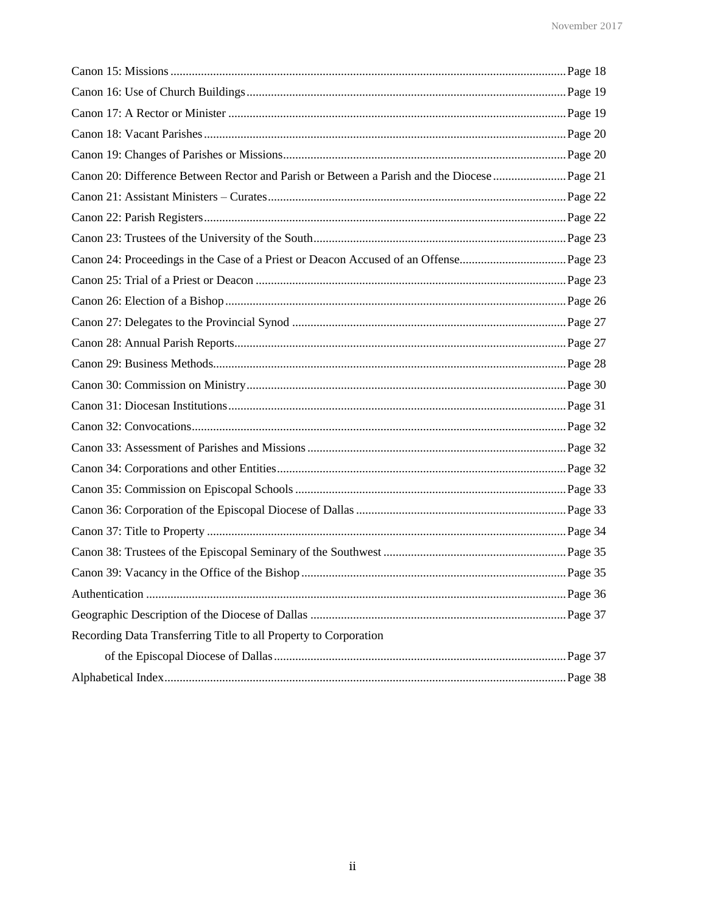Canon 15: Missions ........ Page 18
Canon 16: Use of Church Buildings ........ Page 19
Canon 17: A Rector or Minister ........ Page 19
Canon 18: Vacant Parishes ........ Page 20
Canon 19: Changes of Parishes or Missions ........ Page 20
Canon 20: Difference Between Rector and Parish or Between a Parish and the Diocese ........ Page 21
Canon 21: Assistant Ministers – Curates ........ Page 22
Canon 22: Parish Registers ........ Page 22
Canon 23: Trustees of the University of the South ........ Page 23
Canon 24: Proceedings in the Case of a Priest or Deacon Accused of an Offense ........ Page 23
Canon 25: Trial of a Priest or Deacon ........ Page 23
Canon 26: Election of a Bishop ........ Page 26
Canon 27: Delegates to the Provincial Synod ........ Page 27
Canon 28: Annual Parish Reports ........ Page 27
Canon 29: Business Methods ........ Page 28
Canon 30: Commission on Ministry ........ Page 30
Canon 31: Diocesan Institutions ........ Page 31
Canon 32: Convocations ........ Page 32
Canon 33: Assessment of Parishes and Missions ........ Page 32
Canon 34: Corporations and other Entities ........ Page 32
Canon 35: Commission on Episcopal Schools ........ Page 33
Canon 36: Corporation of the Episcopal Diocese of Dallas ........ Page 33
Canon 37: Title to Property ........ Page 34
Canon 38: Trustees of the Episcopal Seminary of the Southwest ........ Page 35
Canon 39: Vacancy in the Office of the Bishop ........ Page 35
Authentication ........ Page 36
Geographic Description of the Diocese of Dallas ........ Page 37
Recording Data Transferring Title to all Property to Corporation
of the Episcopal Diocese of Dallas ........ Page 37
Alphabetical Index ........ Page 38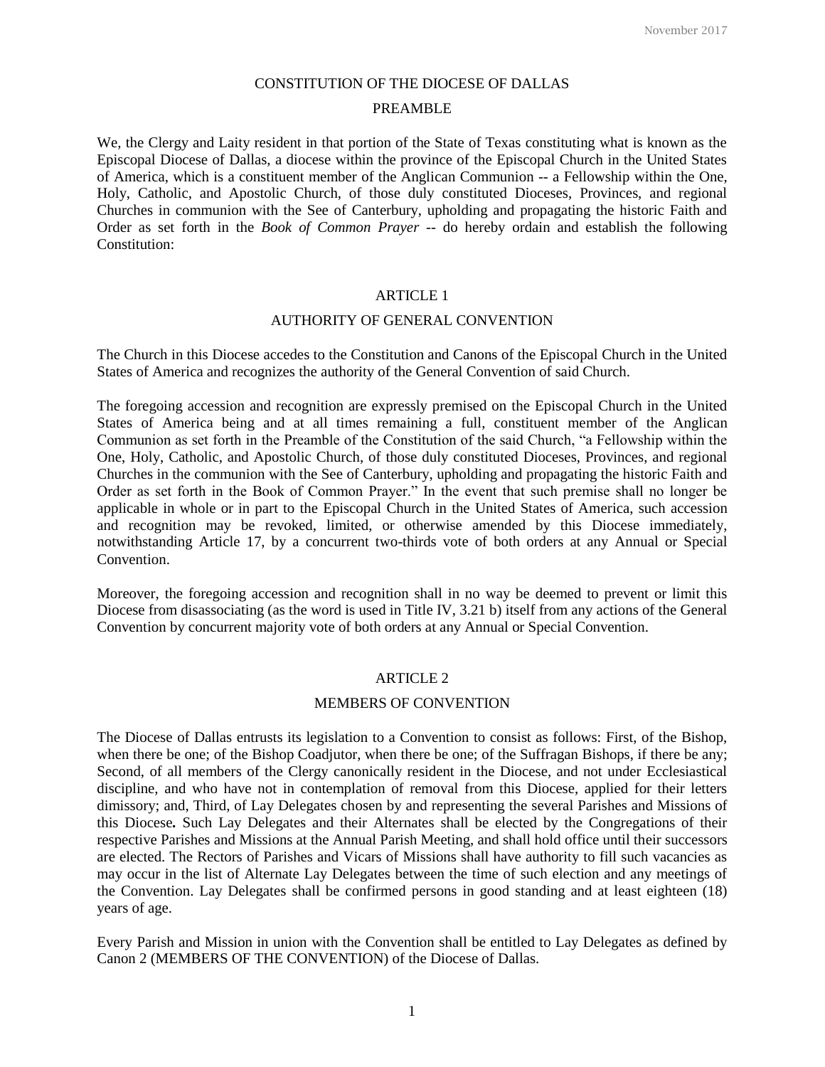# CONSTITUTION OF THE DIOCESE OF DALLAS

## PREAMBLE

We, the Clergy and Laity resident in that portion of the State of Texas constituting what is known as the Episcopal Diocese of Dallas, a diocese within the province of the Episcopal Church in the United States of America, which is a constituent member of the Anglican Communion -- a Fellowship within the One, Holy, Catholic, and Apostolic Church, of those duly constituted Dioceses, Provinces, and regional Churches in communion with the See of Canterbury, upholding and propagating the historic Faith and Order as set forth in the *Book of Common Prayer* -- do hereby ordain and establish the following Constitution:

## ARTICLE 1

### AUTHORITY OF GENERAL CONVENTION

The Church in this Diocese accedes to the Constitution and Canons of the Episcopal Church in the United States of America and recognizes the authority of the General Convention of said Church.

The foregoing accession and recognition are expressly premised on the Episcopal Church in the United States of America being and at all times remaining a full, constituent member of the Anglican Communion as set forth in the Preamble of the Constitution of the said Church, "a Fellowship within the One, Holy, Catholic, and Apostolic Church, of those duly constituted Dioceses, Provinces, and regional Churches in the communion with the See of Canterbury, upholding and propagating the historic Faith and Order as set forth in the Book of Common Prayer." In the event that such premise shall no longer be applicable in whole or in part to the Episcopal Church in the United States of America, such accession and recognition may be revoked, limited, or otherwise amended by this Diocese immediately, notwithstanding Article 17, by a concurrent two-thirds vote of both orders at any Annual or Special Convention.

Moreover, the foregoing accession and recognition shall in no way be deemed to prevent or limit this Diocese from disassociating (as the word is used in Title IV, 3.21 b) itself from any actions of the General Convention by concurrent majority vote of both orders at any Annual or Special Convention.

## ARTICLE 2

### MEMBERS OF CONVENTION

The Diocese of Dallas entrusts its legislation to a Convention to consist as follows: First, of the Bishop, when there be one; of the Bishop Coadjutor, when there be one; of the Suffragan Bishops, if there be any; Second, of all members of the Clergy canonically resident in the Diocese, and not under Ecclesiastical discipline, and who have not in contemplation of removal from this Diocese, applied for their letters dimissory; and, Third, of Lay Delegates chosen by and representing the several Parishes and Missions of this Diocese**.** Such Lay Delegates and their Alternates shall be elected by the Congregations of their respective Parishes and Missions at the Annual Parish Meeting, and shall hold office until their successors are elected. The Rectors of Parishes and Vicars of Missions shall have authority to fill such vacancies as may occur in the list of Alternate Lay Delegates between the time of such election and any meetings of the Convention. Lay Delegates shall be confirmed persons in good standing and at least eighteen (18) years of age.

Every Parish and Mission in union with the Convention shall be entitled to Lay Delegates as defined by Canon 2 (MEMBERS OF THE CONVENTION) of the Diocese of Dallas.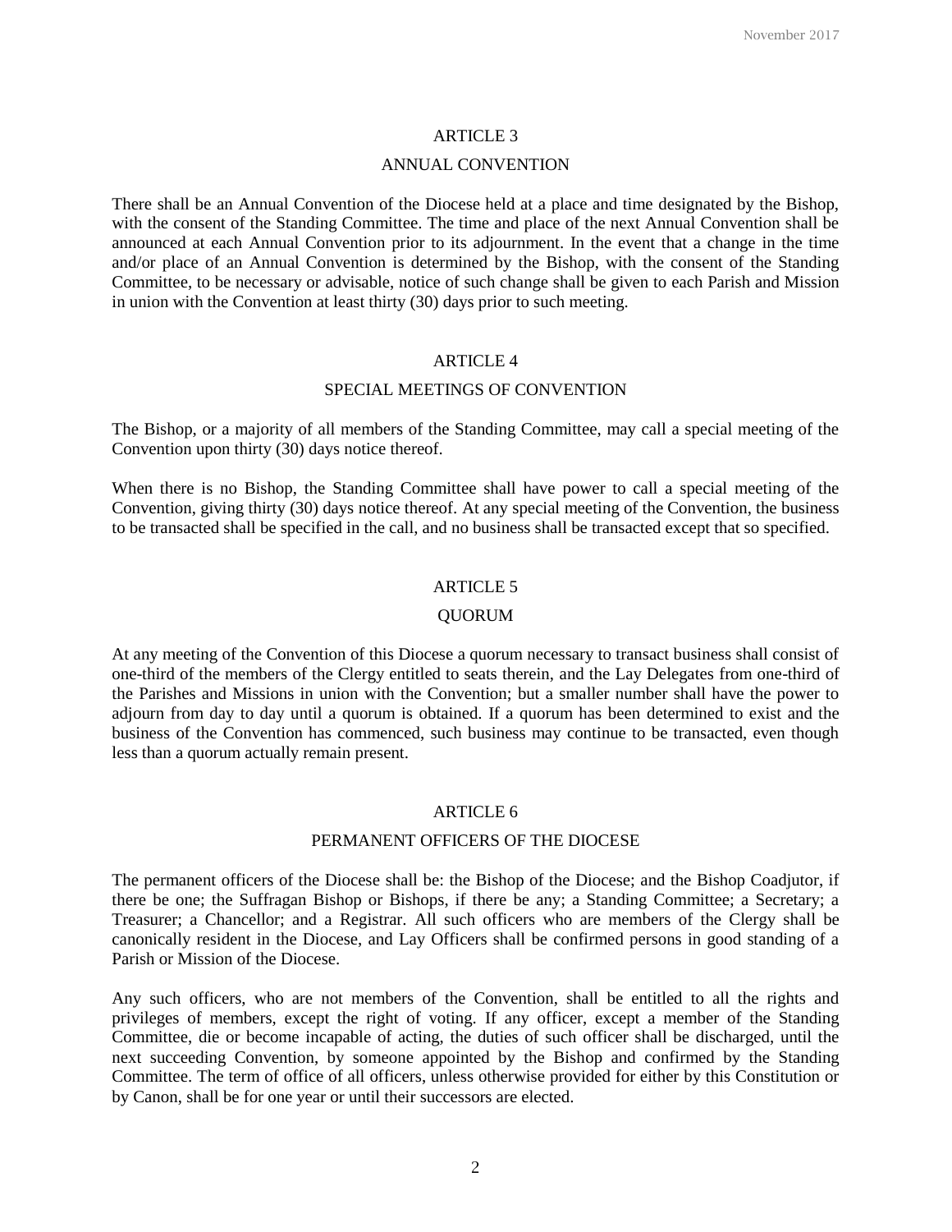## ARTICLE 3

## ANNUAL CONVENTION

There shall be an Annual Convention of the Diocese held at a place and time designated by the Bishop, with the consent of the Standing Committee. The time and place of the next Annual Convention shall be announced at each Annual Convention prior to its adjournment. In the event that a change in the time and/or place of an Annual Convention is determined by the Bishop, with the consent of the Standing Committee, to be necessary or advisable, notice of such change shall be given to each Parish and Mission in union with the Convention at least thirty (30) days prior to such meeting.

## ARTICLE 4

## SPECIAL MEETINGS OF CONVENTION

The Bishop, or a majority of all members of the Standing Committee, may call a special meeting of the Convention upon thirty (30) days notice thereof.

When there is no Bishop, the Standing Committee shall have power to call a special meeting of the Convention, giving thirty (30) days notice thereof. At any special meeting of the Convention, the business to be transacted shall be specified in the call, and no business shall be transacted except that so specified.

## ARTICLE 5

## QUORUM

At any meeting of the Convention of this Diocese a quorum necessary to transact business shall consist of one-third of the members of the Clergy entitled to seats therein, and the Lay Delegates from one-third of the Parishes and Missions in union with the Convention; but a smaller number shall have the power to adjourn from day to day until a quorum is obtained. If a quorum has been determined to exist and the business of the Convention has commenced, such business may continue to be transacted, even though less than a quorum actually remain present.

## ARTICLE 6

## PERMANENT OFFICERS OF THE DIOCESE

The permanent officers of the Diocese shall be: the Bishop of the Diocese; and the Bishop Coadjutor, if there be one; the Suffragan Bishop or Bishops, if there be any; a Standing Committee; a Secretary; a Treasurer; a Chancellor; and a Registrar. All such officers who are members of the Clergy shall be canonically resident in the Diocese, and Lay Officers shall be confirmed persons in good standing of a Parish or Mission of the Diocese.

Any such officers, who are not members of the Convention, shall be entitled to all the rights and privileges of members, except the right of voting. If any officer, except a member of the Standing Committee, die or become incapable of acting, the duties of such officer shall be discharged, until the next succeeding Convention, by someone appointed by the Bishop and confirmed by the Standing Committee. The term of office of all officers, unless otherwise provided for either by this Constitution or by Canon, shall be for one year or until their successors are elected.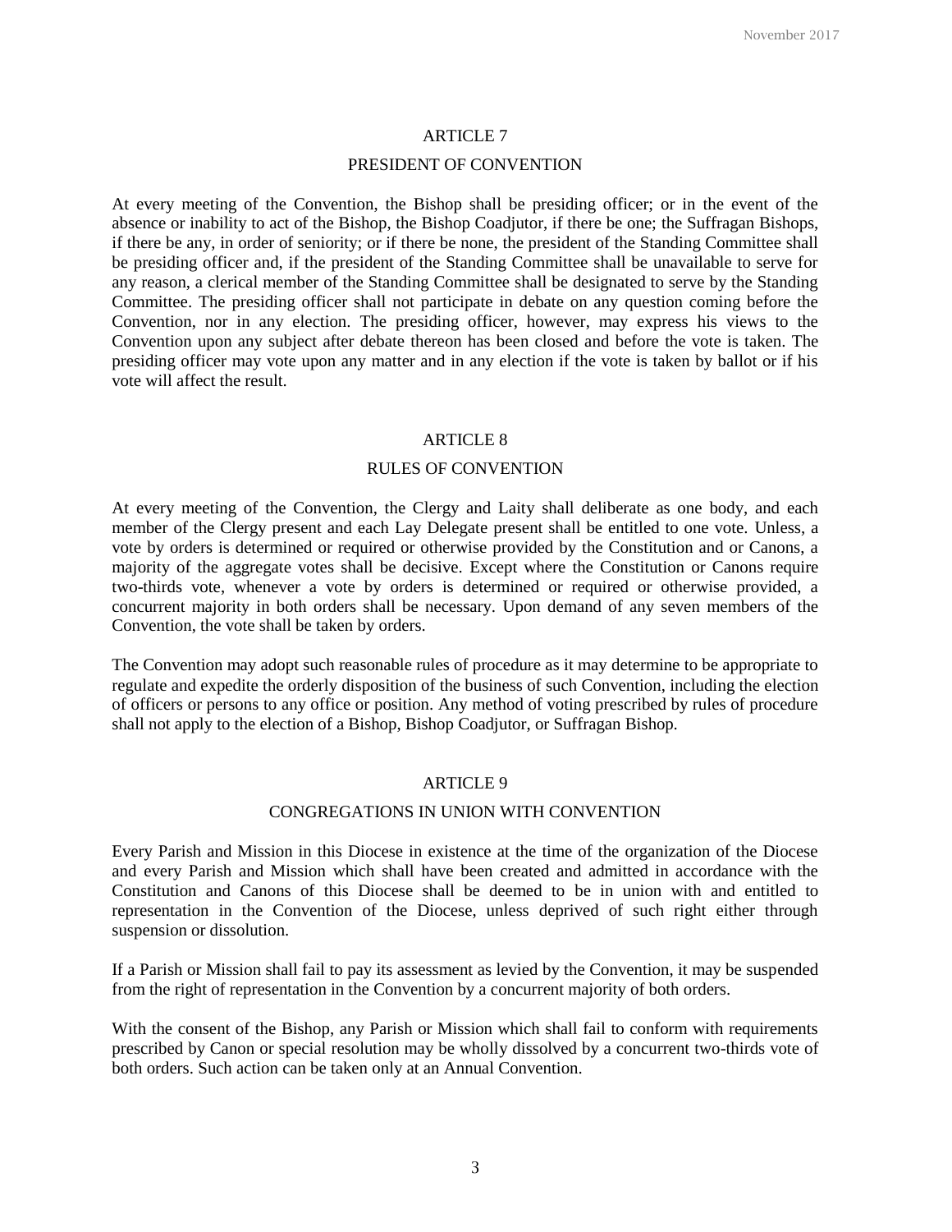## ARTICLE 7

## PRESIDENT OF CONVENTION

At every meeting of the Convention, the Bishop shall be presiding officer; or in the event of the absence or inability to act of the Bishop, the Bishop Coadjutor, if there be one; the Suffragan Bishops, if there be any, in order of seniority; or if there be none, the president of the Standing Committee shall be presiding officer and, if the president of the Standing Committee shall be unavailable to serve for any reason, a clerical member of the Standing Committee shall be designated to serve by the Standing Committee. The presiding officer shall not participate in debate on any question coming before the Convention, nor in any election. The presiding officer, however, may express his views to the Convention upon any subject after debate thereon has been closed and before the vote is taken. The presiding officer may vote upon any matter and in any election if the vote is taken by ballot or if his vote will affect the result.

## ARTICLE 8

## RULES OF CONVENTION

At every meeting of the Convention, the Clergy and Laity shall deliberate as one body, and each member of the Clergy present and each Lay Delegate present shall be entitled to one vote. Unless, a vote by orders is determined or required or otherwise provided by the Constitution and or Canons, a majority of the aggregate votes shall be decisive. Except where the Constitution or Canons require two-thirds vote, whenever a vote by orders is determined or required or otherwise provided, a concurrent majority in both orders shall be necessary. Upon demand of any seven members of the Convention, the vote shall be taken by orders.

The Convention may adopt such reasonable rules of procedure as it may determine to be appropriate to regulate and expedite the orderly disposition of the business of such Convention, including the election of officers or persons to any office or position. Any method of voting prescribed by rules of procedure shall not apply to the election of a Bishop, Bishop Coadjutor, or Suffragan Bishop.

## ARTICLE 9

## CONGREGATIONS IN UNION WITH CONVENTION

Every Parish and Mission in this Diocese in existence at the time of the organization of the Diocese and every Parish and Mission which shall have been created and admitted in accordance with the Constitution and Canons of this Diocese shall be deemed to be in union with and entitled to representation in the Convention of the Diocese, unless deprived of such right either through suspension or dissolution.

If a Parish or Mission shall fail to pay its assessment as levied by the Convention, it may be suspended from the right of representation in the Convention by a concurrent majority of both orders.

With the consent of the Bishop, any Parish or Mission which shall fail to conform with requirements prescribed by Canon or special resolution may be wholly dissolved by a concurrent two-thirds vote of both orders. Such action can be taken only at an Annual Convention.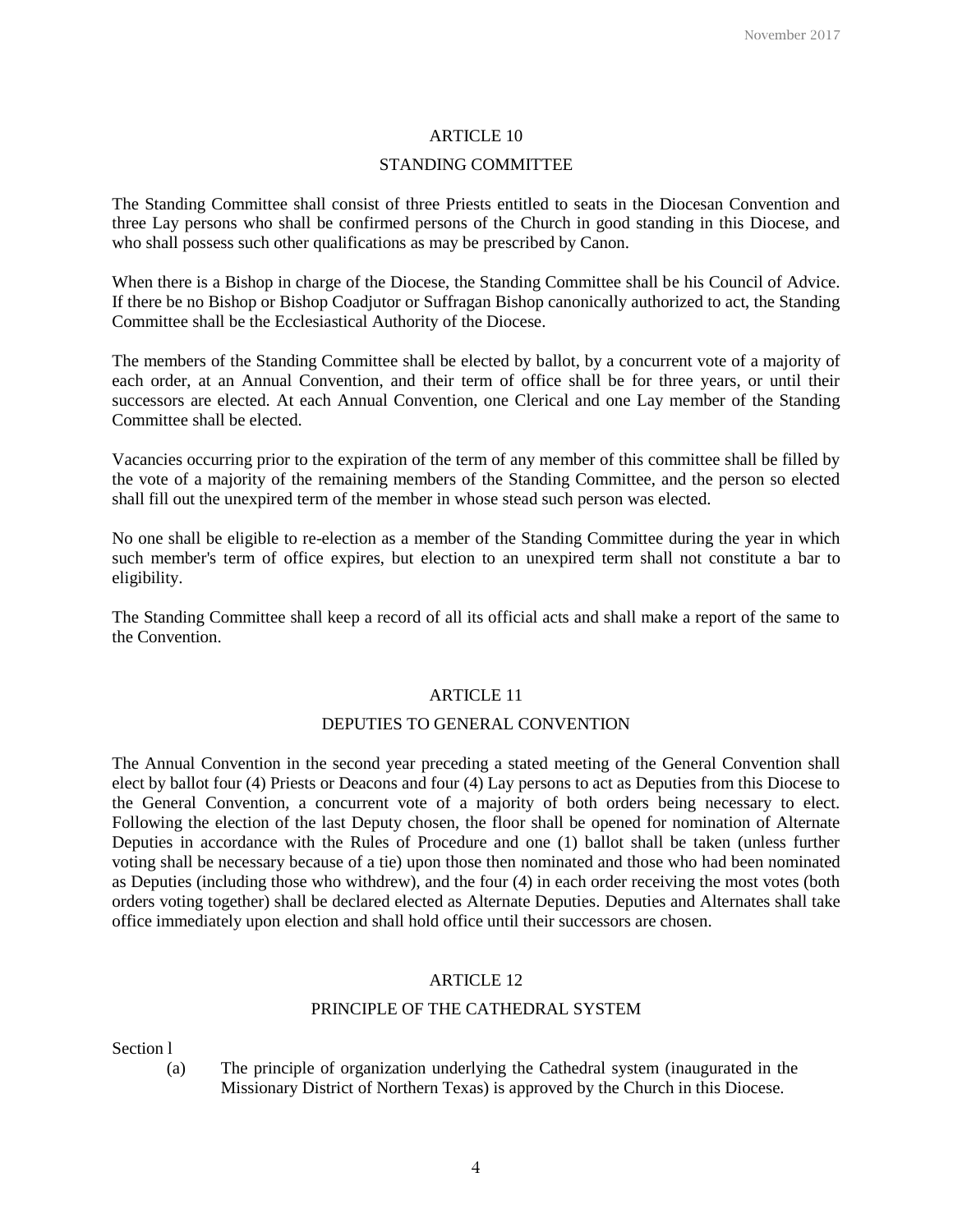## ARTICLE 10

## STANDING COMMITTEE

The Standing Committee shall consist of three Priests entitled to seats in the Diocesan Convention and three Lay persons who shall be confirmed persons of the Church in good standing in this Diocese, and who shall possess such other qualifications as may be prescribed by Canon.

When there is a Bishop in charge of the Diocese, the Standing Committee shall be his Council of Advice. If there be no Bishop or Bishop Coadjutor or Suffragan Bishop canonically authorized to act, the Standing Committee shall be the Ecclesiastical Authority of the Diocese.

The members of the Standing Committee shall be elected by ballot, by a concurrent vote of a majority of each order, at an Annual Convention, and their term of office shall be for three years, or until their successors are elected. At each Annual Convention, one Clerical and one Lay member of the Standing Committee shall be elected.

Vacancies occurring prior to the expiration of the term of any member of this committee shall be filled by the vote of a majority of the remaining members of the Standing Committee, and the person so elected shall fill out the unexpired term of the member in whose stead such person was elected.

No one shall be eligible to re-election as a member of the Standing Committee during the year in which such member's term of office expires, but election to an unexpired term shall not constitute a bar to eligibility.

The Standing Committee shall keep a record of all its official acts and shall make a report of the same to the Convention.

## ARTICLE 11

## DEPUTIES TO GENERAL CONVENTION

The Annual Convention in the second year preceding a stated meeting of the General Convention shall elect by ballot four (4) Priests or Deacons and four (4) Lay persons to act as Deputies from this Diocese to the General Convention, a concurrent vote of a majority of both orders being necessary to elect. Following the election of the last Deputy chosen, the floor shall be opened for nomination of Alternate Deputies in accordance with the Rules of Procedure and one (1) ballot shall be taken (unless further voting shall be necessary because of a tie) upon those then nominated and those who had been nominated as Deputies (including those who withdrew), and the four (4) in each order receiving the most votes (both orders voting together) shall be declared elected as Alternate Deputies. Deputies and Alternates shall take office immediately upon election and shall hold office until their successors are chosen.

## ARTICLE 12

## PRINCIPLE OF THE CATHEDRAL SYSTEM

Section l

(a) The principle of organization underlying the Cathedral system (inaugurated in the Missionary District of Northern Texas) is approved by the Church in this Diocese.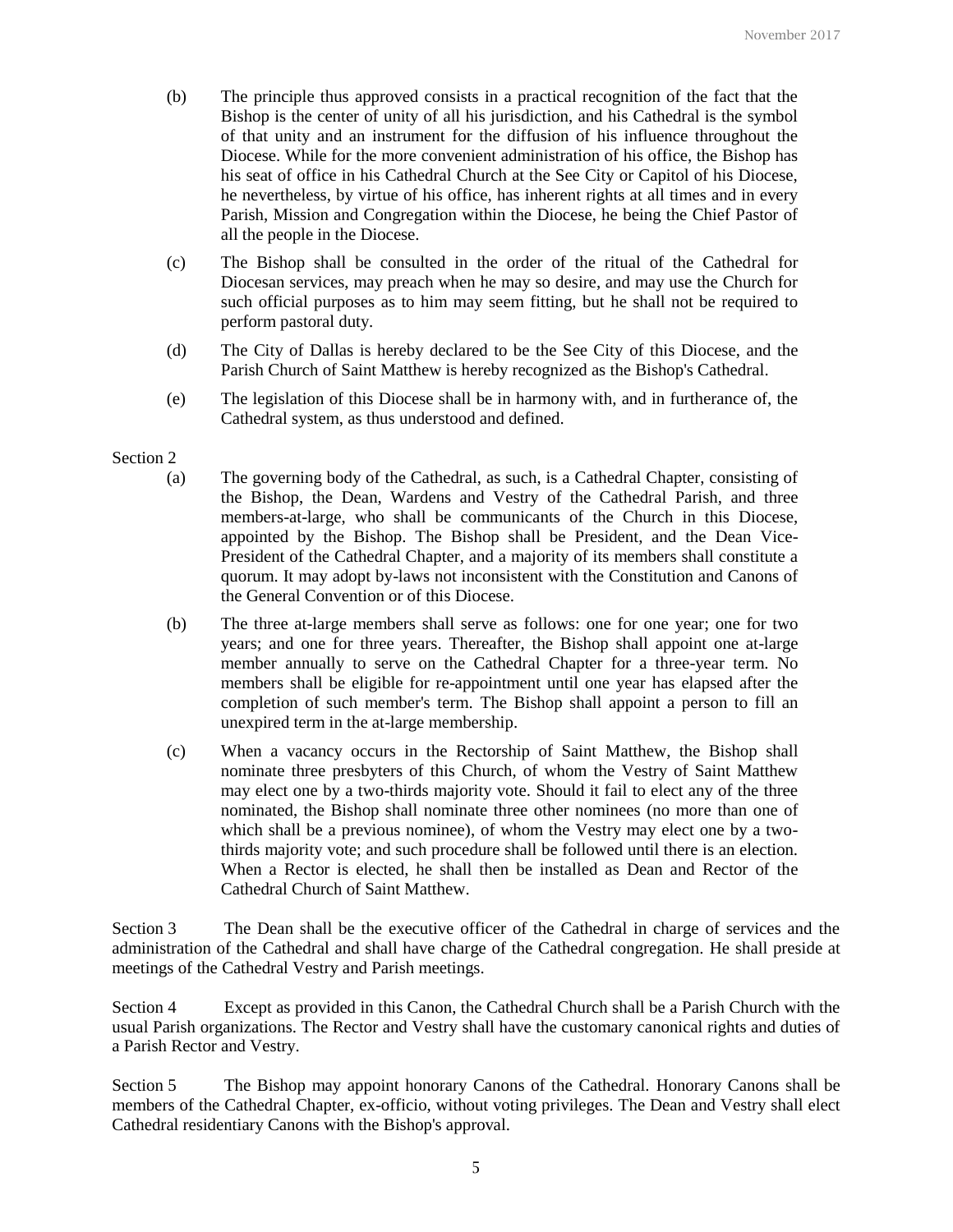(b) The principle thus approved consists in a practical recognition of the fact that the Bishop is the center of unity of all his jurisdiction, and his Cathedral is the symbol of that unity and an instrument for the diffusion of his influence throughout the Diocese. While for the more convenient administration of his office, the Bishop has his seat of office in his Cathedral Church at the See City or Capitol of his Diocese, he nevertheless, by virtue of his office, has inherent rights at all times and in every Parish, Mission and Congregation within the Diocese, he being the Chief Pastor of all the people in the Diocese.

(c) The Bishop shall be consulted in the order of the ritual of the Cathedral for Diocesan services, may preach when he may so desire, and may use the Church for such official purposes as to him may seem fitting, but he shall not be required to perform pastoral duty.

(d) The City of Dallas is hereby declared to be the See City of this Diocese, and the Parish Church of Saint Matthew is hereby recognized as the Bishop's Cathedral.

(e) The legislation of this Diocese shall be in harmony with, and in furtherance of, the Cathedral system, as thus understood and defined.

Section 2

(a) The governing body of the Cathedral, as such, is a Cathedral Chapter, consisting of the Bishop, the Dean, Wardens and Vestry of the Cathedral Parish, and three members-at-large, who shall be communicants of the Church in this Diocese, appointed by the Bishop. The Bishop shall be President, and the Dean Vice-President of the Cathedral Chapter, and a majority of its members shall constitute a quorum. It may adopt by-laws not inconsistent with the Constitution and Canons of the General Convention or of this Diocese.

(b) The three at-large members shall serve as follows: one for one year; one for two years; and one for three years. Thereafter, the Bishop shall appoint one at-large member annually to serve on the Cathedral Chapter for a three-year term. No members shall be eligible for re-appointment until one year has elapsed after the completion of such member's term. The Bishop shall appoint a person to fill an unexpired term in the at-large membership.

(c) When a vacancy occurs in the Rectorship of Saint Matthew, the Bishop shall nominate three presbyters of this Church, of whom the Vestry of Saint Matthew may elect one by a two-thirds majority vote. Should it fail to elect any of the three nominated, the Bishop shall nominate three other nominees (no more than one of which shall be a previous nominee), of whom the Vestry may elect one by a two-thirds majority vote; and such procedure shall be followed until there is an election. When a Rector is elected, he shall then be installed as Dean and Rector of the Cathedral Church of Saint Matthew.

Section 3 The Dean shall be the executive officer of the Cathedral in charge of services and the administration of the Cathedral and shall have charge of the Cathedral congregation. He shall preside at meetings of the Cathedral Vestry and Parish meetings.

Section 4 Except as provided in this Canon, the Cathedral Church shall be a Parish Church with the usual Parish organizations. The Rector and Vestry shall have the customary canonical rights and duties of a Parish Rector and Vestry.

Section 5 The Bishop may appoint honorary Canons of the Cathedral. Honorary Canons shall be members of the Cathedral Chapter, ex-officio, without voting privileges. The Dean and Vestry shall elect Cathedral residentiary Canons with the Bishop's approval.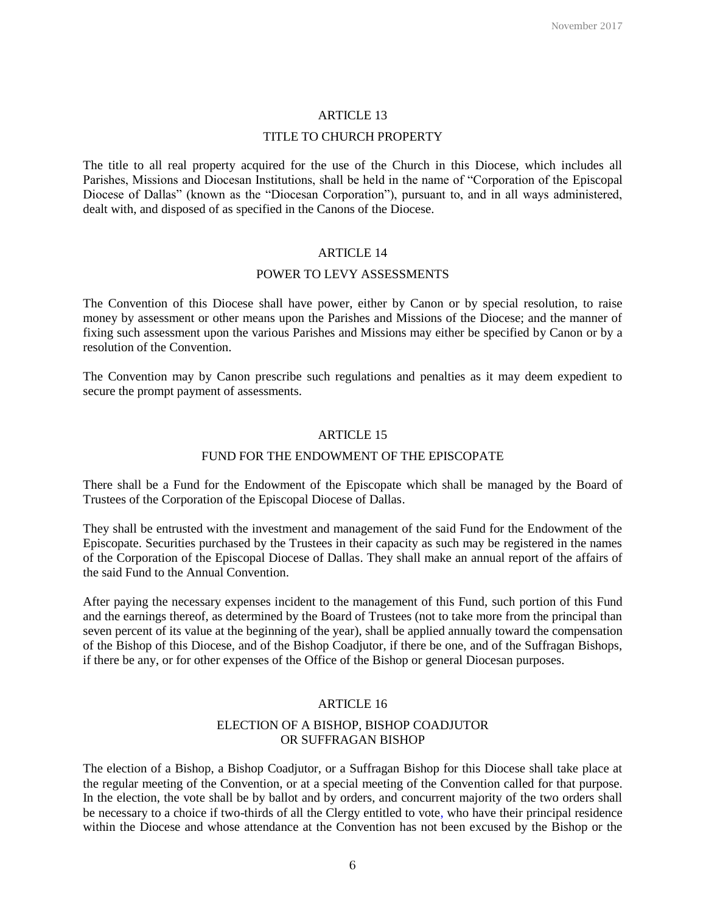## ARTICLE 13

### TITLE TO CHURCH PROPERTY

The title to all real property acquired for the use of the Church in this Diocese, which includes all Parishes, Missions and Diocesan Institutions, shall be held in the name of "Corporation of the Episcopal Diocese of Dallas" (known as the "Diocesan Corporation"), pursuant to, and in all ways administered, dealt with, and disposed of as specified in the Canons of the Diocese.

## ARTICLE 14

### POWER TO LEVY ASSESSMENTS

The Convention of this Diocese shall have power, either by Canon or by special resolution, to raise money by assessment or other means upon the Parishes and Missions of the Diocese; and the manner of fixing such assessment upon the various Parishes and Missions may either be specified by Canon or by a resolution of the Convention.

The Convention may by Canon prescribe such regulations and penalties as it may deem expedient to secure the prompt payment of assessments.

## ARTICLE 15

### FUND FOR THE ENDOWMENT OF THE EPISCOPATE

There shall be a Fund for the Endowment of the Episcopate which shall be managed by the Board of Trustees of the Corporation of the Episcopal Diocese of Dallas.

They shall be entrusted with the investment and management of the said Fund for the Endowment of the Episcopate. Securities purchased by the Trustees in their capacity as such may be registered in the names of the Corporation of the Episcopal Diocese of Dallas. They shall make an annual report of the affairs of the said Fund to the Annual Convention.

After paying the necessary expenses incident to the management of this Fund, such portion of this Fund and the earnings thereof, as determined by the Board of Trustees (not to take more from the principal than seven percent of its value at the beginning of the year), shall be applied annually toward the compensation of the Bishop of this Diocese, and of the Bishop Coadjutor, if there be one, and of the Suffragan Bishops, if there be any, or for other expenses of the Office of the Bishop or general Diocesan purposes.

## ARTICLE 16

### ELECTION OF A BISHOP, BISHOP COADJUTOR OR SUFFRAGAN BISHOP

The election of a Bishop, a Bishop Coadjutor, or a Suffragan Bishop for this Diocese shall take place at the regular meeting of the Convention, or at a special meeting of the Convention called for that purpose. In the election, the vote shall be by ballot and by orders, and concurrent majority of the two orders shall be necessary to a choice if two-thirds of all the Clergy entitled to vote, who have their principal residence within the Diocese and whose attendance at the Convention has not been excused by the Bishop or the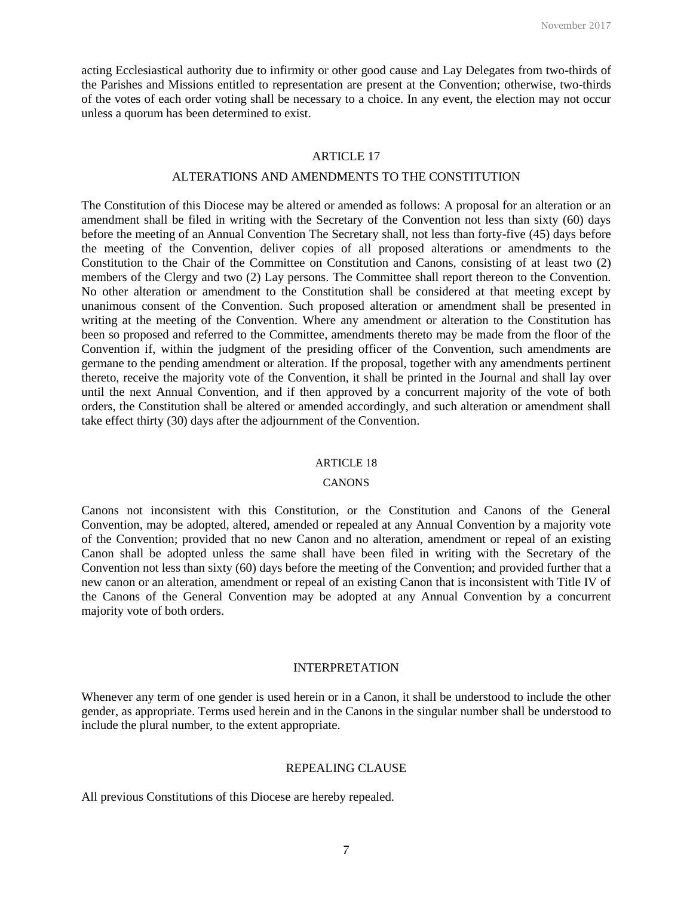acting Ecclesiastical authority due to infirmity or other good cause and Lay Delegates from two-thirds of the Parishes and Missions entitled to representation are present at the Convention; otherwise, two-thirds of the votes of each order voting shall be necessary to a choice. In any event, the election may not occur unless a quorum has been determined to exist.

## ARTICLE 17

## ALTERATIONS AND AMENDMENTS TO THE CONSTITUTION

The Constitution of this Diocese may be altered or amended as follows: A proposal for an alteration or an amendment shall be filed in writing with the Secretary of the Convention not less than sixty (60) days before the meeting of an Annual Convention The Secretary shall, not less than forty-five (45) days before the meeting of the Convention, deliver copies of all proposed alterations or amendments to the Constitution to the Chair of the Committee on Constitution and Canons, consisting of at least two (2) members of the Clergy and two (2) Lay persons. The Committee shall report thereon to the Convention. No other alteration or amendment to the Constitution shall be considered at that meeting except by unanimous consent of the Convention. Such proposed alteration or amendment shall be presented in writing at the meeting of the Convention. Where any amendment or alteration to the Constitution has been so proposed and referred to the Committee, amendments thereto may be made from the floor of the Convention if, within the judgment of the presiding officer of the Convention, such amendments are germane to the pending amendment or alteration. If the proposal, together with any amendments pertinent thereto, receive the majority vote of the Convention, it shall be printed in the Journal and shall lay over until the next Annual Convention, and if then approved by a concurrent majority of the vote of both orders, the Constitution shall be altered or amended accordingly, and such alteration or amendment shall take effect thirty (30) days after the adjournment of the Convention.

## ARTICLE 18

## CANONS

Canons not inconsistent with this Constitution, or the Constitution and Canons of the General Convention, may be adopted, altered, amended or repealed at any Annual Convention by a majority vote of the Convention; provided that no new Canon and no alteration, amendment or repeal of an existing Canon shall be adopted unless the same shall have been filed in writing with the Secretary of the Convention not less than sixty (60) days before the meeting of the Convention; and provided further that a new canon or an alteration, amendment or repeal of an existing Canon that is inconsistent with Title IV of the Canons of the General Convention may be adopted at any Annual Convention by a concurrent majority vote of both orders.

## INTERPRETATION

Whenever any term of one gender is used herein or in a Canon, it shall be understood to include the other gender, as appropriate. Terms used herein and in the Canons in the singular number shall be understood to include the plural number, to the extent appropriate.

## REPEALING CLAUSE

All previous Constitutions of this Diocese are hereby repealed.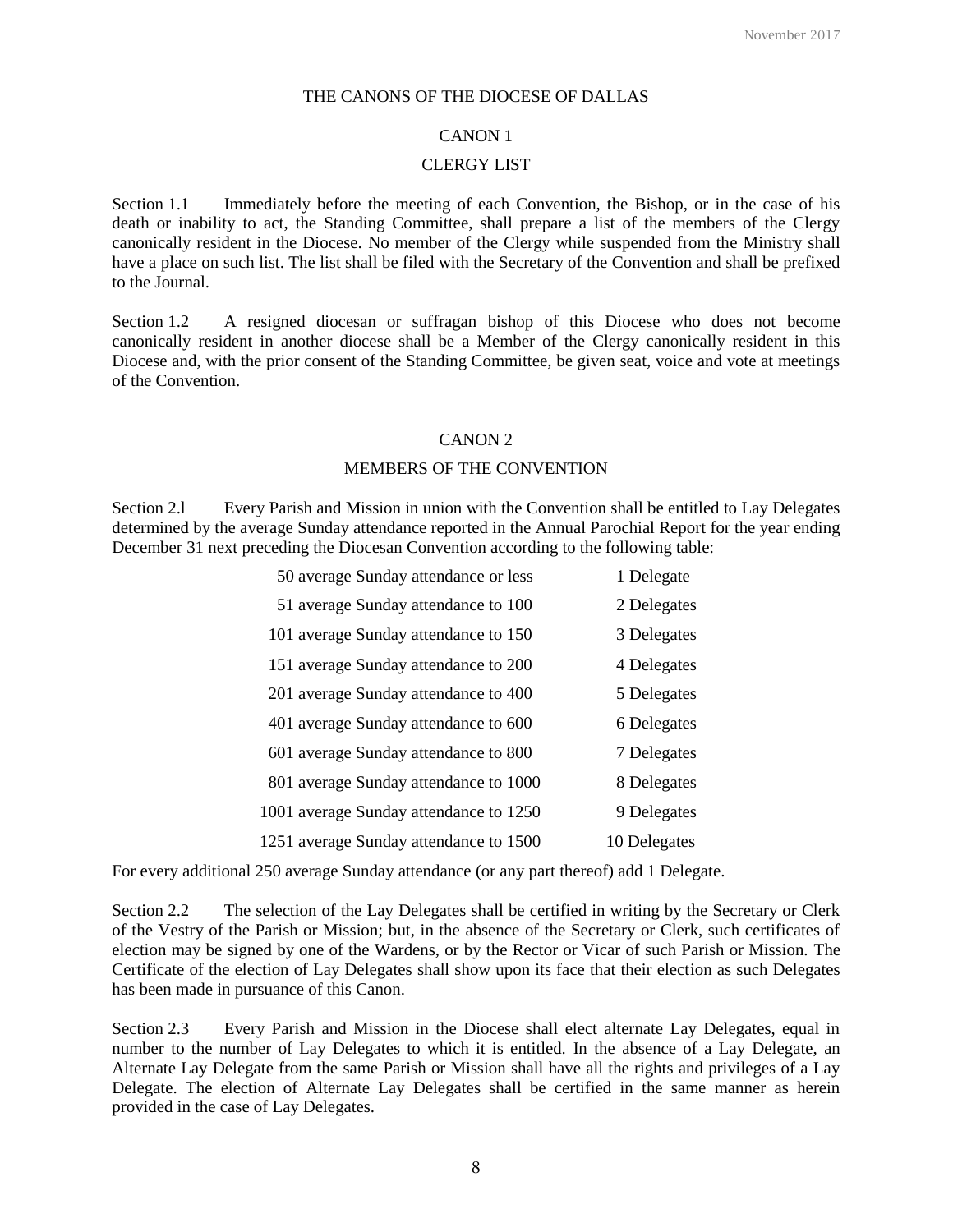# THE CANONS OF THE DIOCESE OF DALLAS

## CANON 1

## CLERGY LIST

Section 1.1 Immediately before the meeting of each Convention, the Bishop, or in the case of his death or inability to act, the Standing Committee, shall prepare a list of the members of the Clergy canonically resident in the Diocese. No member of the Clergy while suspended from the Ministry shall have a place on such list. The list shall be filed with the Secretary of the Convention and shall be prefixed to the Journal.

Section 1.2 A resigned diocesan or suffragan bishop of this Diocese who does not become canonically resident in another diocese shall be a Member of the Clergy canonically resident in this Diocese and, with the prior consent of the Standing Committee, be given seat, voice and vote at meetings of the Convention.

## CANON 2

## MEMBERS OF THE CONVENTION

Section 2.l Every Parish and Mission in union with the Convention shall be entitled to Lay Delegates determined by the average Sunday attendance reported in the Annual Parochial Report for the year ending December 31 next preceding the Diocesan Convention according to the following table:

| | |
|---|---|
| 50 average Sunday attendance or less | 1 Delegate |
| 51 average Sunday attendance to 100 | 2 Delegates |
| 101 average Sunday attendance to 150 | 3 Delegates |
| 151 average Sunday attendance to 200 | 4 Delegates |
| 201 average Sunday attendance to 400 | 5 Delegates |
| 401 average Sunday attendance to 600 | 6 Delegates |
| 601 average Sunday attendance to 800 | 7 Delegates |
| 801 average Sunday attendance to 1000 | 8 Delegates |
| 1001 average Sunday attendance to 1250 | 9 Delegates |
| 1251 average Sunday attendance to 1500 | 10 Delegates |

For every additional 250 average Sunday attendance (or any part thereof) add 1 Delegate.

Section 2.2 The selection of the Lay Delegates shall be certified in writing by the Secretary or Clerk of the Vestry of the Parish or Mission; but, in the absence of the Secretary or Clerk, such certificates of election may be signed by one of the Wardens, or by the Rector or Vicar of such Parish or Mission. The Certificate of the election of Lay Delegates shall show upon its face that their election as such Delegates has been made in pursuance of this Canon.

Section 2.3 Every Parish and Mission in the Diocese shall elect alternate Lay Delegates, equal in number to the number of Lay Delegates to which it is entitled. In the absence of a Lay Delegate, an Alternate Lay Delegate from the same Parish or Mission shall have all the rights and privileges of a Lay Delegate. The election of Alternate Lay Delegates shall be certified in the same manner as herein provided in the case of Lay Delegates.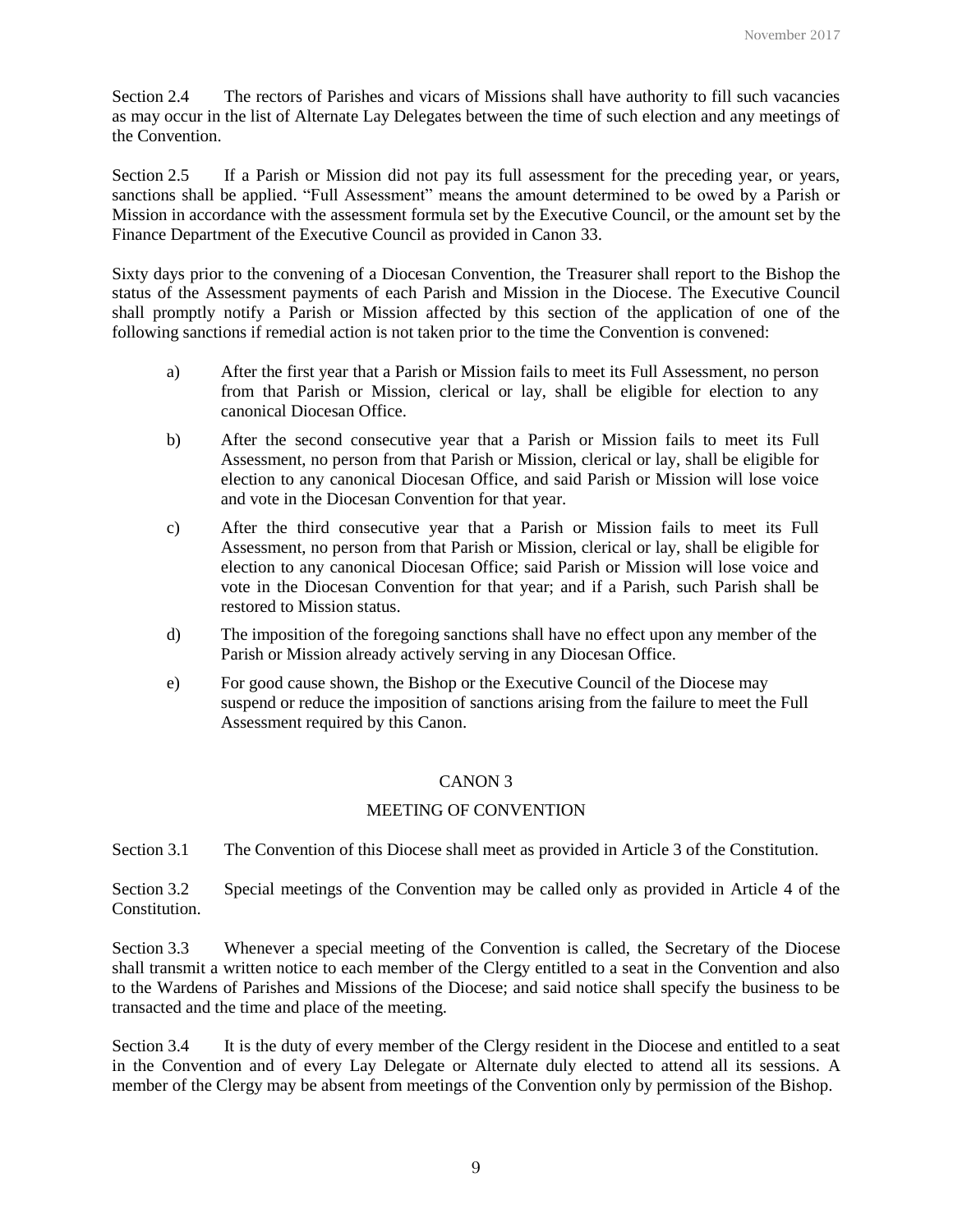Section 2.4 The rectors of Parishes and vicars of Missions shall have authority to fill such vacancies as may occur in the list of Alternate Lay Delegates between the time of such election and any meetings of the Convention.

Section 2.5 If a Parish or Mission did not pay its full assessment for the preceding year, or years, sanctions shall be applied. "Full Assessment" means the amount determined to be owed by a Parish or Mission in accordance with the assessment formula set by the Executive Council, or the amount set by the Finance Department of the Executive Council as provided in Canon 33.

Sixty days prior to the convening of a Diocesan Convention, the Treasurer shall report to the Bishop the status of the Assessment payments of each Parish and Mission in the Diocese. The Executive Council shall promptly notify a Parish or Mission affected by this section of the application of one of the following sanctions if remedial action is not taken prior to the time the Convention is convened:

a) After the first year that a Parish or Mission fails to meet its Full Assessment, no person from that Parish or Mission, clerical or lay, shall be eligible for election to any canonical Diocesan Office.

b) After the second consecutive year that a Parish or Mission fails to meet its Full Assessment, no person from that Parish or Mission, clerical or lay, shall be eligible for election to any canonical Diocesan Office, and said Parish or Mission will lose voice and vote in the Diocesan Convention for that year.

c) After the third consecutive year that a Parish or Mission fails to meet its Full Assessment, no person from that Parish or Mission, clerical or lay, shall be eligible for election to any canonical Diocesan Office; said Parish or Mission will lose voice and vote in the Diocesan Convention for that year; and if a Parish, such Parish shall be restored to Mission status.

d) The imposition of the foregoing sanctions shall have no effect upon any member of the Parish or Mission already actively serving in any Diocesan Office.

e) For good cause shown, the Bishop or the Executive Council of the Diocese may suspend or reduce the imposition of sanctions arising from the failure to meet the Full Assessment required by this Canon.

## CANON 3

## MEETING OF CONVENTION

Section 3.1 The Convention of this Diocese shall meet as provided in Article 3 of the Constitution.

Section 3.2 Special meetings of the Convention may be called only as provided in Article 4 of the Constitution.

Section 3.3 Whenever a special meeting of the Convention is called, the Secretary of the Diocese shall transmit a written notice to each member of the Clergy entitled to a seat in the Convention and also to the Wardens of Parishes and Missions of the Diocese; and said notice shall specify the business to be transacted and the time and place of the meeting.

Section 3.4 It is the duty of every member of the Clergy resident in the Diocese and entitled to a seat in the Convention and of every Lay Delegate or Alternate duly elected to attend all its sessions. A member of the Clergy may be absent from meetings of the Convention only by permission of the Bishop.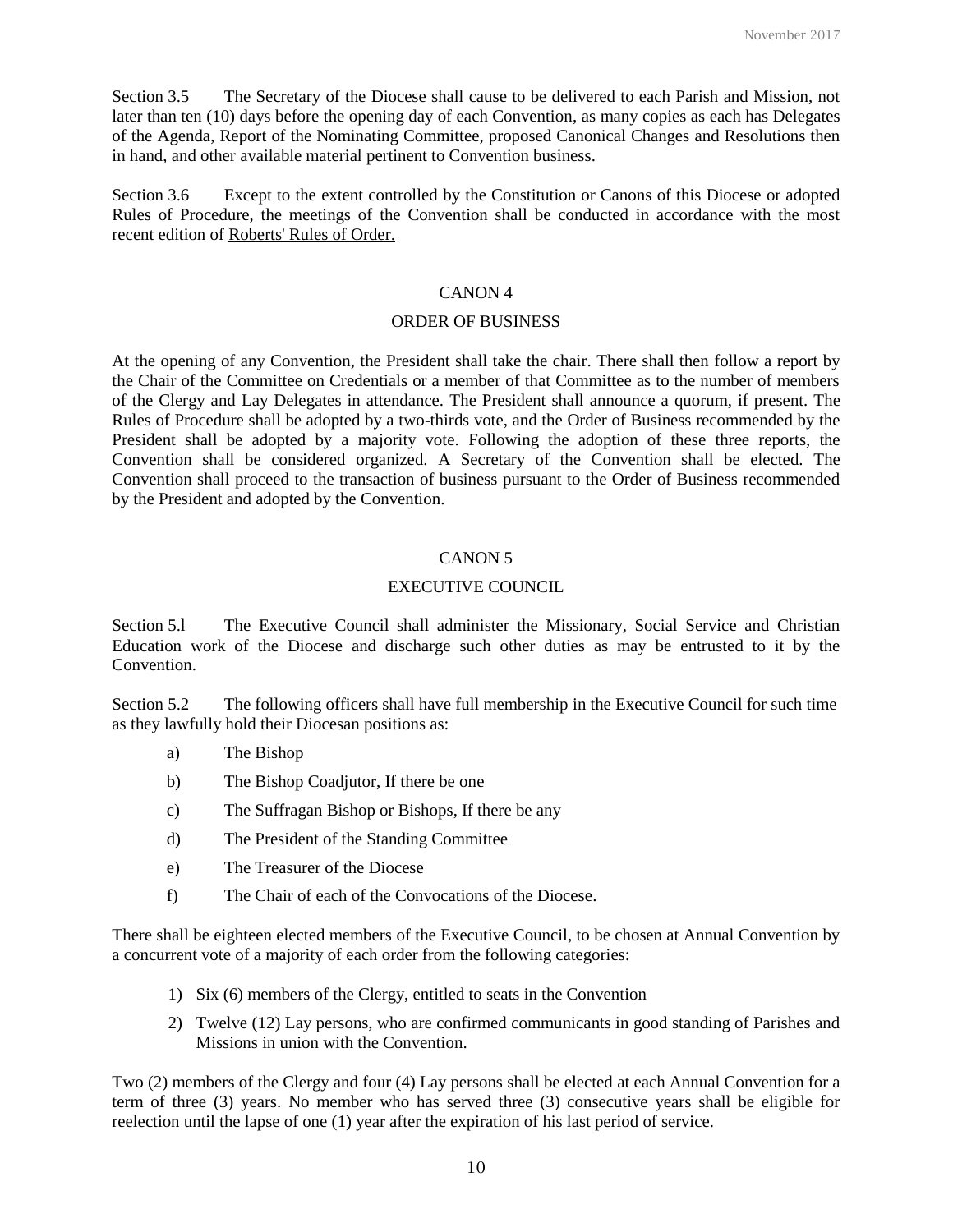Section 3.5 The Secretary of the Diocese shall cause to be delivered to each Parish and Mission, not later than ten (10) days before the opening day of each Convention, as many copies as each has Delegates of the Agenda, Report of the Nominating Committee, proposed Canonical Changes and Resolutions then in hand, and other available material pertinent to Convention business.

Section 3.6 Except to the extent controlled by the Constitution or Canons of this Diocese or adopted Rules of Procedure, the meetings of the Convention shall be conducted in accordance with the most recent edition of Roberts' Rules of Order.

## CANON 4

### ORDER OF BUSINESS

At the opening of any Convention, the President shall take the chair. There shall then follow a report by the Chair of the Committee on Credentials or a member of that Committee as to the number of members of the Clergy and Lay Delegates in attendance. The President shall announce a quorum, if present. The Rules of Procedure shall be adopted by a two-thirds vote, and the Order of Business recommended by the President shall be adopted by a majority vote. Following the adoption of these three reports, the Convention shall be considered organized. A Secretary of the Convention shall be elected. The Convention shall proceed to the transaction of business pursuant to the Order of Business recommended by the President and adopted by the Convention.

## CANON 5

### EXECUTIVE COUNCIL

Section 5.l The Executive Council shall administer the Missionary, Social Service and Christian Education work of the Diocese and discharge such other duties as may be entrusted to it by the Convention.

Section 5.2 The following officers shall have full membership in the Executive Council for such time as they lawfully hold their Diocesan positions as:

a) The Bishop

b) The Bishop Coadjutor, If there be one

c) The Suffragan Bishop or Bishops, If there be any

d) The President of the Standing Committee

e) The Treasurer of the Diocese

f) The Chair of each of the Convocations of the Diocese.

There shall be eighteen elected members of the Executive Council, to be chosen at Annual Convention by a concurrent vote of a majority of each order from the following categories:

1) Six (6) members of the Clergy, entitled to seats in the Convention
2) Twelve (12) Lay persons, who are confirmed communicants in good standing of Parishes and Missions in union with the Convention.

Two (2) members of the Clergy and four (4) Lay persons shall be elected at each Annual Convention for a term of three (3) years. No member who has served three (3) consecutive years shall be eligible for reelection until the lapse of one (1) year after the expiration of his last period of service.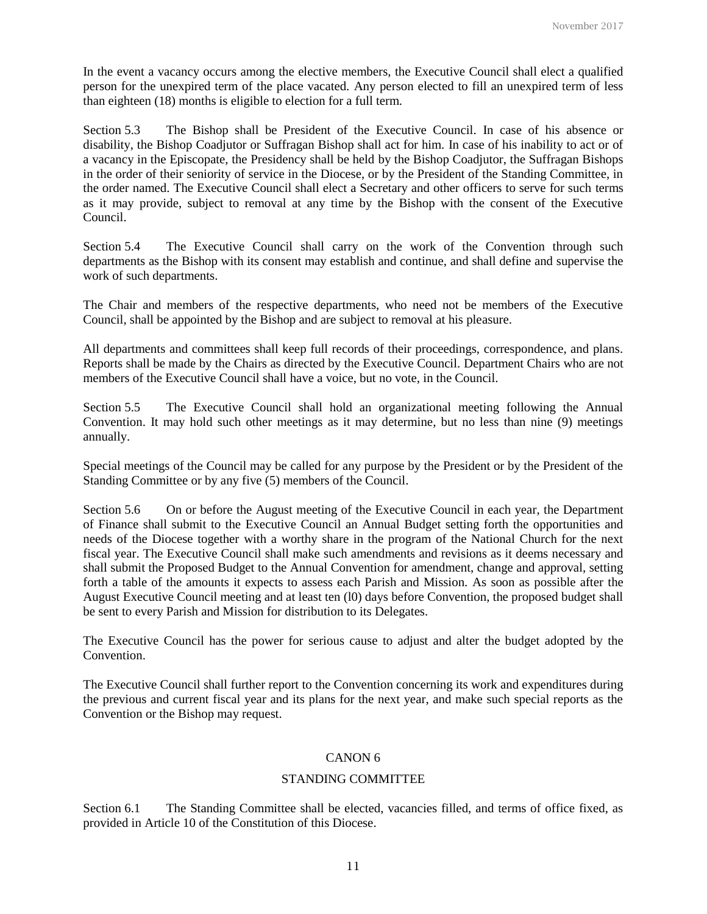In the event a vacancy occurs among the elective members, the Executive Council shall elect a qualified person for the unexpired term of the place vacated. Any person elected to fill an unexpired term of less than eighteen (18) months is eligible to election for a full term.

Section 5.3 The Bishop shall be President of the Executive Council. In case of his absence or disability, the Bishop Coadjutor or Suffragan Bishop shall act for him. In case of his inability to act or of a vacancy in the Episcopate, the Presidency shall be held by the Bishop Coadjutor, the Suffragan Bishops in the order of their seniority of service in the Diocese, or by the President of the Standing Committee, in the order named. The Executive Council shall elect a Secretary and other officers to serve for such terms as it may provide, subject to removal at any time by the Bishop with the consent of the Executive Council.

Section 5.4 The Executive Council shall carry on the work of the Convention through such departments as the Bishop with its consent may establish and continue, and shall define and supervise the work of such departments.

The Chair and members of the respective departments, who need not be members of the Executive Council, shall be appointed by the Bishop and are subject to removal at his pleasure.

All departments and committees shall keep full records of their proceedings, correspondence, and plans. Reports shall be made by the Chairs as directed by the Executive Council. Department Chairs who are not members of the Executive Council shall have a voice, but no vote, in the Council.

Section 5.5 The Executive Council shall hold an organizational meeting following the Annual Convention. It may hold such other meetings as it may determine, but no less than nine (9) meetings annually.

Special meetings of the Council may be called for any purpose by the President or by the President of the Standing Committee or by any five (5) members of the Council.

Section 5.6 On or before the August meeting of the Executive Council in each year, the Department of Finance shall submit to the Executive Council an Annual Budget setting forth the opportunities and needs of the Diocese together with a worthy share in the program of the National Church for the next fiscal year. The Executive Council shall make such amendments and revisions as it deems necessary and shall submit the Proposed Budget to the Annual Convention for amendment, change and approval, setting forth a table of the amounts it expects to assess each Parish and Mission. As soon as possible after the August Executive Council meeting and at least ten (l0) days before Convention, the proposed budget shall be sent to every Parish and Mission for distribution to its Delegates.

The Executive Council has the power for serious cause to adjust and alter the budget adopted by the Convention.

The Executive Council shall further report to the Convention concerning its work and expenditures during the previous and current fiscal year and its plans for the next year, and make such special reports as the Convention or the Bishop may request.

## CANON 6

## STANDING COMMITTEE

Section 6.1 The Standing Committee shall be elected, vacancies filled, and terms of office fixed, as provided in Article 10 of the Constitution of this Diocese.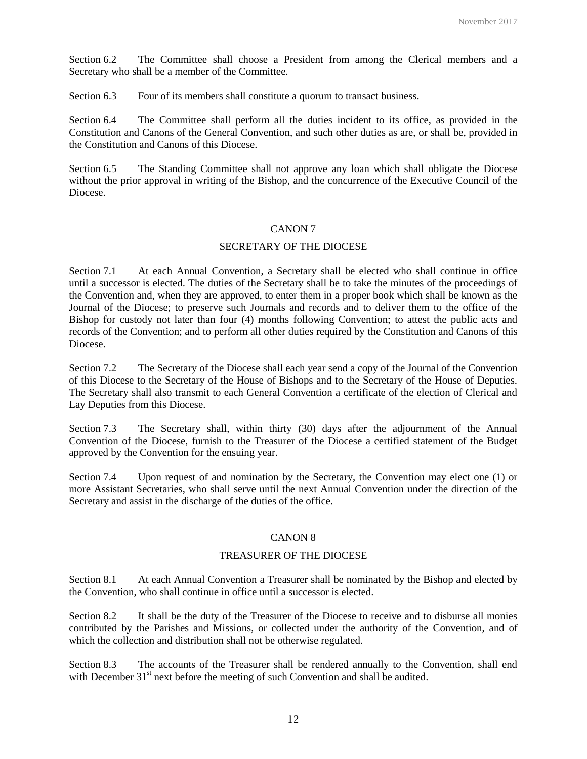Section 6.2 The Committee shall choose a President from among the Clerical members and a Secretary who shall be a member of the Committee.

Section 6.3 Four of its members shall constitute a quorum to transact business.

Section 6.4 The Committee shall perform all the duties incident to its office, as provided in the Constitution and Canons of the General Convention, and such other duties as are, or shall be, provided in the Constitution and Canons of this Diocese.

Section 6.5 The Standing Committee shall not approve any loan which shall obligate the Diocese without the prior approval in writing of the Bishop, and the concurrence of the Executive Council of the Diocese.

## CANON 7

## SECRETARY OF THE DIOCESE

Section 7.1 At each Annual Convention, a Secretary shall be elected who shall continue in office until a successor is elected. The duties of the Secretary shall be to take the minutes of the proceedings of the Convention and, when they are approved, to enter them in a proper book which shall be known as the Journal of the Diocese; to preserve such Journals and records and to deliver them to the office of the Bishop for custody not later than four (4) months following Convention; to attest the public acts and records of the Convention; and to perform all other duties required by the Constitution and Canons of this Diocese.

Section 7.2 The Secretary of the Diocese shall each year send a copy of the Journal of the Convention of this Diocese to the Secretary of the House of Bishops and to the Secretary of the House of Deputies. The Secretary shall also transmit to each General Convention a certificate of the election of Clerical and Lay Deputies from this Diocese.

Section 7.3 The Secretary shall, within thirty (30) days after the adjournment of the Annual Convention of the Diocese, furnish to the Treasurer of the Diocese a certified statement of the Budget approved by the Convention for the ensuing year.

Section 7.4 Upon request of and nomination by the Secretary, the Convention may elect one (1) or more Assistant Secretaries, who shall serve until the next Annual Convention under the direction of the Secretary and assist in the discharge of the duties of the office.

## CANON 8

## TREASURER OF THE DIOCESE

Section 8.1 At each Annual Convention a Treasurer shall be nominated by the Bishop and elected by the Convention, who shall continue in office until a successor is elected.

Section 8.2 It shall be the duty of the Treasurer of the Diocese to receive and to disburse all monies contributed by the Parishes and Missions, or collected under the authority of the Convention, and of which the collection and distribution shall not be otherwise regulated.

Section 8.3 The accounts of the Treasurer shall be rendered annually to the Convention, shall end with December 31st next before the meeting of such Convention and shall be audited.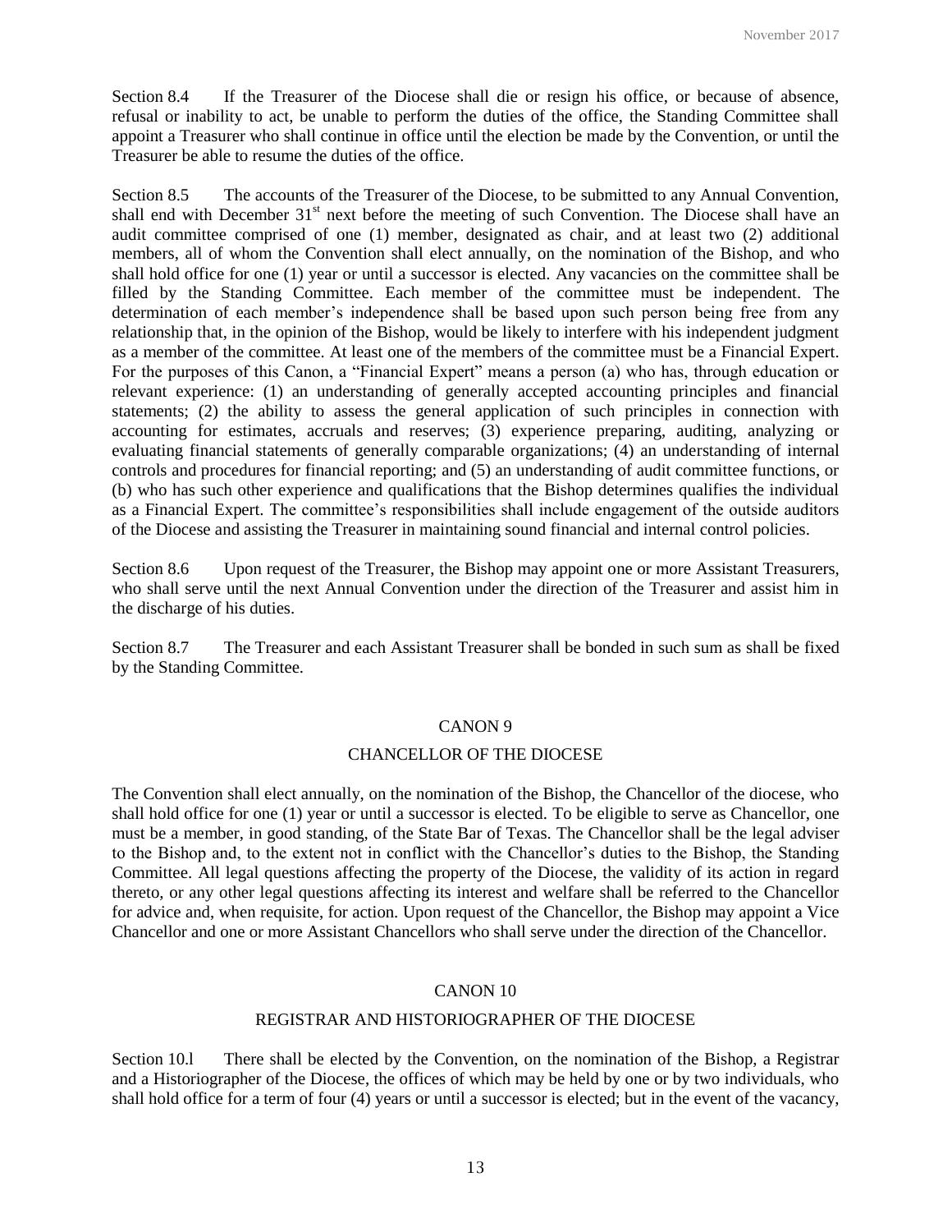Section 8.4 If the Treasurer of the Diocese shall die or resign his office, or because of absence, refusal or inability to act, be unable to perform the duties of the office, the Standing Committee shall appoint a Treasurer who shall continue in office until the election be made by the Convention, or until the Treasurer be able to resume the duties of the office.

Section 8.5 The accounts of the Treasurer of the Diocese, to be submitted to any Annual Convention, shall end with December 31st next before the meeting of such Convention. The Diocese shall have an audit committee comprised of one (1) member, designated as chair, and at least two (2) additional members, all of whom the Convention shall elect annually, on the nomination of the Bishop, and who shall hold office for one (1) year or until a successor is elected. Any vacancies on the committee shall be filled by the Standing Committee. Each member of the committee must be independent. The determination of each member's independence shall be based upon such person being free from any relationship that, in the opinion of the Bishop, would be likely to interfere with his independent judgment as a member of the committee. At least one of the members of the committee must be a Financial Expert. For the purposes of this Canon, a "Financial Expert" means a person (a) who has, through education or relevant experience: (1) an understanding of generally accepted accounting principles and financial statements; (2) the ability to assess the general application of such principles in connection with accounting for estimates, accruals and reserves; (3) experience preparing, auditing, analyzing or evaluating financial statements of generally comparable organizations; (4) an understanding of internal controls and procedures for financial reporting; and (5) an understanding of audit committee functions, or (b) who has such other experience and qualifications that the Bishop determines qualifies the individual as a Financial Expert. The committee's responsibilities shall include engagement of the outside auditors of the Diocese and assisting the Treasurer in maintaining sound financial and internal control policies.

Section 8.6 Upon request of the Treasurer, the Bishop may appoint one or more Assistant Treasurers, who shall serve until the next Annual Convention under the direction of the Treasurer and assist him in the discharge of his duties.

Section 8.7 The Treasurer and each Assistant Treasurer shall be bonded in such sum as shall be fixed by the Standing Committee.

## CANON 9

## CHANCELLOR OF THE DIOCESE

The Convention shall elect annually, on the nomination of the Bishop, the Chancellor of the diocese, who shall hold office for one (1) year or until a successor is elected. To be eligible to serve as Chancellor, one must be a member, in good standing, of the State Bar of Texas. The Chancellor shall be the legal adviser to the Bishop and, to the extent not in conflict with the Chancellor's duties to the Bishop, the Standing Committee. All legal questions affecting the property of the Diocese, the validity of its action in regard thereto, or any other legal questions affecting its interest and welfare shall be referred to the Chancellor for advice and, when requisite, for action. Upon request of the Chancellor, the Bishop may appoint a Vice Chancellor and one or more Assistant Chancellors who shall serve under the direction of the Chancellor.

## CANON 10

## REGISTRAR AND HISTORIOGRAPHER OF THE DIOCESE

Section 10.l There shall be elected by the Convention, on the nomination of the Bishop, a Registrar and a Historiographer of the Diocese, the offices of which may be held by one or by two individuals, who shall hold office for a term of four (4) years or until a successor is elected; but in the event of the vacancy,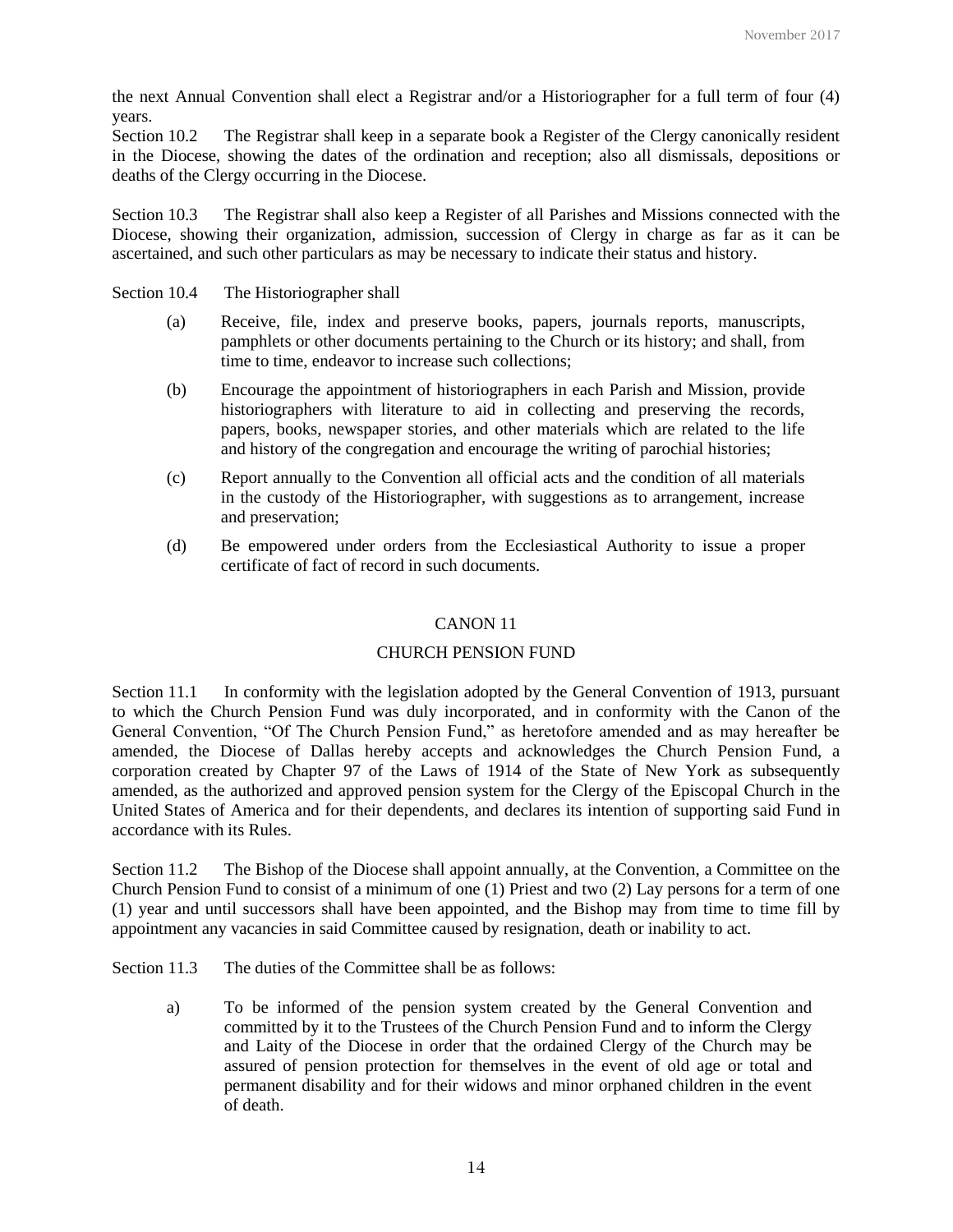the next Annual Convention shall elect a Registrar and/or a Historiographer for a full term of four (4) years.

Section 10.2 The Registrar shall keep in a separate book a Register of the Clergy canonically resident in the Diocese, showing the dates of the ordination and reception; also all dismissals, depositions or deaths of the Clergy occurring in the Diocese.

Section 10.3 The Registrar shall also keep a Register of all Parishes and Missions connected with the Diocese, showing their organization, admission, succession of Clergy in charge as far as it can be ascertained, and such other particulars as may be necessary to indicate their status and history.

Section 10.4 The Historiographer shall

(a) Receive, file, index and preserve books, papers, journals reports, manuscripts, pamphlets or other documents pertaining to the Church or its history; and shall, from time to time, endeavor to increase such collections;

(b) Encourage the appointment of historiographers in each Parish and Mission, provide historiographers with literature to aid in collecting and preserving the records, papers, books, newspaper stories, and other materials which are related to the life and history of the congregation and encourage the writing of parochial histories;

(c) Report annually to the Convention all official acts and the condition of all materials in the custody of the Historiographer, with suggestions as to arrangement, increase and preservation;

(d) Be empowered under orders from the Ecclesiastical Authority to issue a proper certificate of fact of record in such documents.

## CANON 11

## CHURCH PENSION FUND

Section 11.1 In conformity with the legislation adopted by the General Convention of 1913, pursuant to which the Church Pension Fund was duly incorporated, and in conformity with the Canon of the General Convention, "Of The Church Pension Fund," as heretofore amended and as may hereafter be amended, the Diocese of Dallas hereby accepts and acknowledges the Church Pension Fund, a corporation created by Chapter 97 of the Laws of 1914 of the State of New York as subsequently amended, as the authorized and approved pension system for the Clergy of the Episcopal Church in the United States of America and for their dependents, and declares its intention of supporting said Fund in accordance with its Rules.

Section 11.2 The Bishop of the Diocese shall appoint annually, at the Convention, a Committee on the Church Pension Fund to consist of a minimum of one (1) Priest and two (2) Lay persons for a term of one (1) year and until successors shall have been appointed, and the Bishop may from time to time fill by appointment any vacancies in said Committee caused by resignation, death or inability to act.

Section 11.3 The duties of the Committee shall be as follows:

a) To be informed of the pension system created by the General Convention and committed by it to the Trustees of the Church Pension Fund and to inform the Clergy and Laity of the Diocese in order that the ordained Clergy of the Church may be assured of pension protection for themselves in the event of old age or total and permanent disability and for their widows and minor orphaned children in the event of death.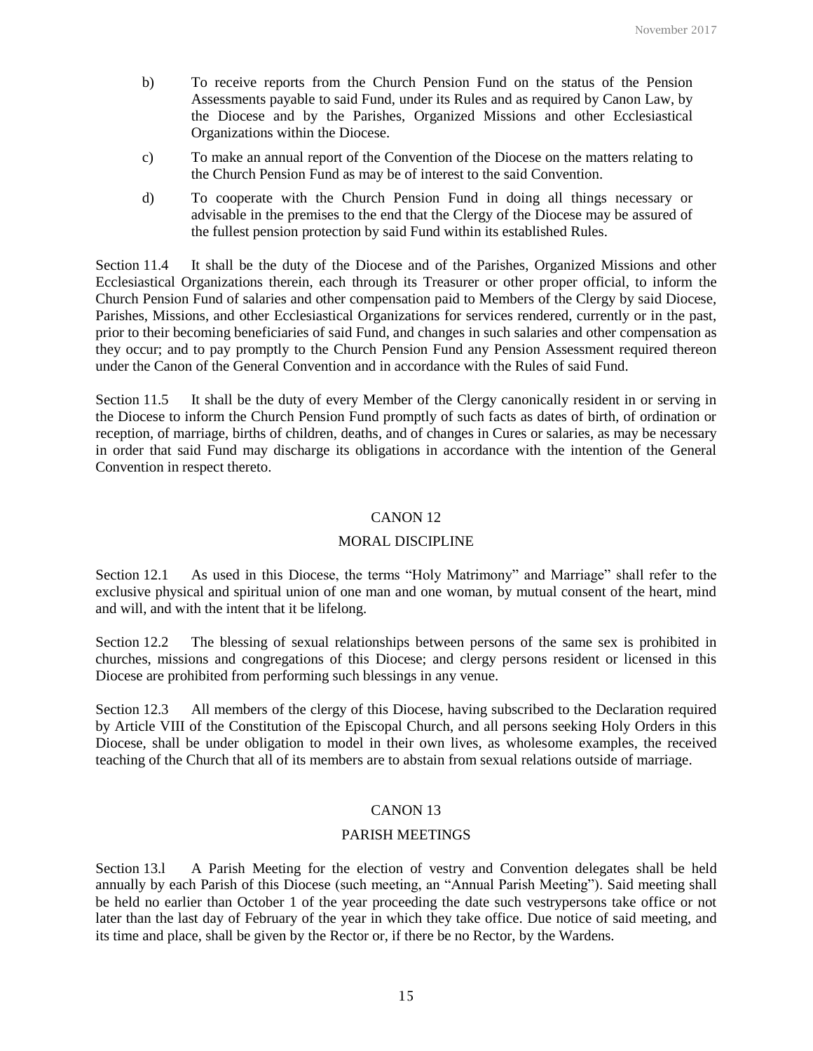b) To receive reports from the Church Pension Fund on the status of the Pension Assessments payable to said Fund, under its Rules and as required by Canon Law, by the Diocese and by the Parishes, Organized Missions and other Ecclesiastical Organizations within the Diocese.

c) To make an annual report of the Convention of the Diocese on the matters relating to the Church Pension Fund as may be of interest to the said Convention.

d) To cooperate with the Church Pension Fund in doing all things necessary or advisable in the premises to the end that the Clergy of the Diocese may be assured of the fullest pension protection by said Fund within its established Rules.

Section 11.4 It shall be the duty of the Diocese and of the Parishes, Organized Missions and other Ecclesiastical Organizations therein, each through its Treasurer or other proper official, to inform the Church Pension Fund of salaries and other compensation paid to Members of the Clergy by said Diocese, Parishes, Missions, and other Ecclesiastical Organizations for services rendered, currently or in the past, prior to their becoming beneficiaries of said Fund, and changes in such salaries and other compensation as they occur; and to pay promptly to the Church Pension Fund any Pension Assessment required thereon under the Canon of the General Convention and in accordance with the Rules of said Fund.

Section 11.5 It shall be the duty of every Member of the Clergy canonically resident in or serving in the Diocese to inform the Church Pension Fund promptly of such facts as dates of birth, of ordination or reception, of marriage, births of children, deaths, and of changes in Cures or salaries, as may be necessary in order that said Fund may discharge its obligations in accordance with the intention of the General Convention in respect thereto.

## CANON 12

## MORAL DISCIPLINE

Section 12.1 As used in this Diocese, the terms "Holy Matrimony" and Marriage" shall refer to the exclusive physical and spiritual union of one man and one woman, by mutual consent of the heart, mind and will, and with the intent that it be lifelong.

Section 12.2 The blessing of sexual relationships between persons of the same sex is prohibited in churches, missions and congregations of this Diocese; and clergy persons resident or licensed in this Diocese are prohibited from performing such blessings in any venue.

Section 12.3 All members of the clergy of this Diocese, having subscribed to the Declaration required by Article VIII of the Constitution of the Episcopal Church, and all persons seeking Holy Orders in this Diocese, shall be under obligation to model in their own lives, as wholesome examples, the received teaching of the Church that all of its members are to abstain from sexual relations outside of marriage.

## CANON 13

## PARISH MEETINGS

Section 13.l A Parish Meeting for the election of vestry and Convention delegates shall be held annually by each Parish of this Diocese (such meeting, an "Annual Parish Meeting"). Said meeting shall be held no earlier than October 1 of the year proceeding the date such vestrypersons take office or not later than the last day of February of the year in which they take office. Due notice of said meeting, and its time and place, shall be given by the Rector or, if there be no Rector, by the Wardens.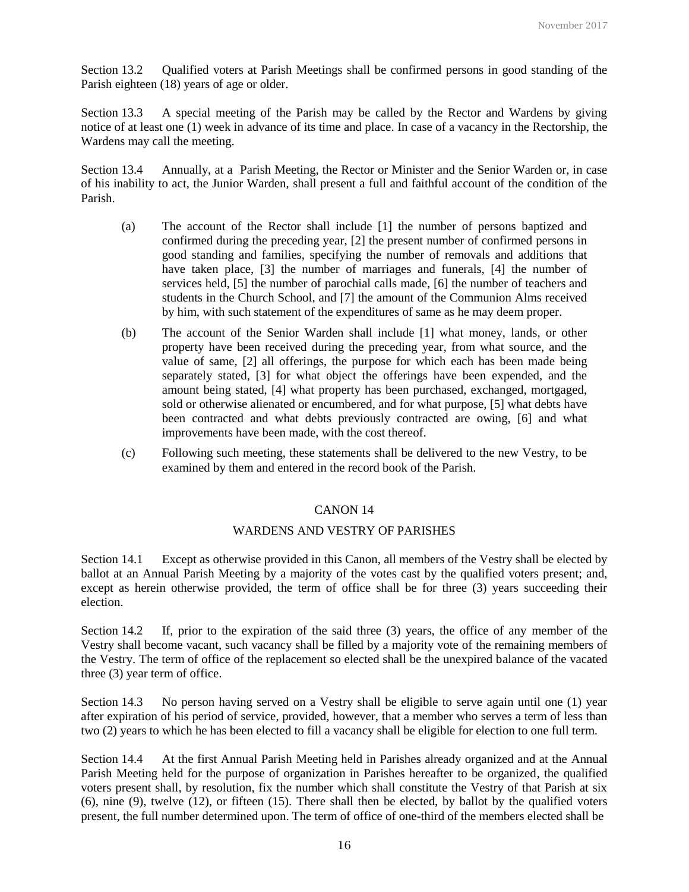Section 13.2 Qualified voters at Parish Meetings shall be confirmed persons in good standing of the Parish eighteen (18) years of age or older.

Section 13.3 A special meeting of the Parish may be called by the Rector and Wardens by giving notice of at least one (1) week in advance of its time and place. In case of a vacancy in the Rectorship, the Wardens may call the meeting.

Section 13.4 Annually, at a Parish Meeting, the Rector or Minister and the Senior Warden or, in case of his inability to act, the Junior Warden, shall present a full and faithful account of the condition of the Parish.

(a) The account of the Rector shall include [1] the number of persons baptized and confirmed during the preceding year, [2] the present number of confirmed persons in good standing and families, specifying the number of removals and additions that have taken place, [3] the number of marriages and funerals, [4] the number of services held, [5] the number of parochial calls made, [6] the number of teachers and students in the Church School, and [7] the amount of the Communion Alms received by him, with such statement of the expenditures of same as he may deem proper.

(b) The account of the Senior Warden shall include [1] what money, lands, or other property have been received during the preceding year, from what source, and the value of same, [2] all offerings, the purpose for which each has been made being separately stated, [3] for what object the offerings have been expended, and the amount being stated, [4] what property has been purchased, exchanged, mortgaged, sold or otherwise alienated or encumbered, and for what purpose, [5] what debts have been contracted and what debts previously contracted are owing, [6] and what improvements have been made, with the cost thereof.

(c) Following such meeting, these statements shall be delivered to the new Vestry, to be examined by them and entered in the record book of the Parish.

## CANON 14

## WARDENS AND VESTRY OF PARISHES

Section 14.1 Except as otherwise provided in this Canon, all members of the Vestry shall be elected by ballot at an Annual Parish Meeting by a majority of the votes cast by the qualified voters present; and, except as herein otherwise provided, the term of office shall be for three (3) years succeeding their election.

Section 14.2 If, prior to the expiration of the said three (3) years, the office of any member of the Vestry shall become vacant, such vacancy shall be filled by a majority vote of the remaining members of the Vestry. The term of office of the replacement so elected shall be the unexpired balance of the vacated three (3) year term of office.

Section 14.3 No person having served on a Vestry shall be eligible to serve again until one (1) year after expiration of his period of service, provided, however, that a member who serves a term of less than two (2) years to which he has been elected to fill a vacancy shall be eligible for election to one full term.

Section 14.4 At the first Annual Parish Meeting held in Parishes already organized and at the Annual Parish Meeting held for the purpose of organization in Parishes hereafter to be organized, the qualified voters present shall, by resolution, fix the number which shall constitute the Vestry of that Parish at six (6), nine (9), twelve (12), or fifteen (15). There shall then be elected, by ballot by the qualified voters present, the full number determined upon. The term of office of one-third of the members elected shall be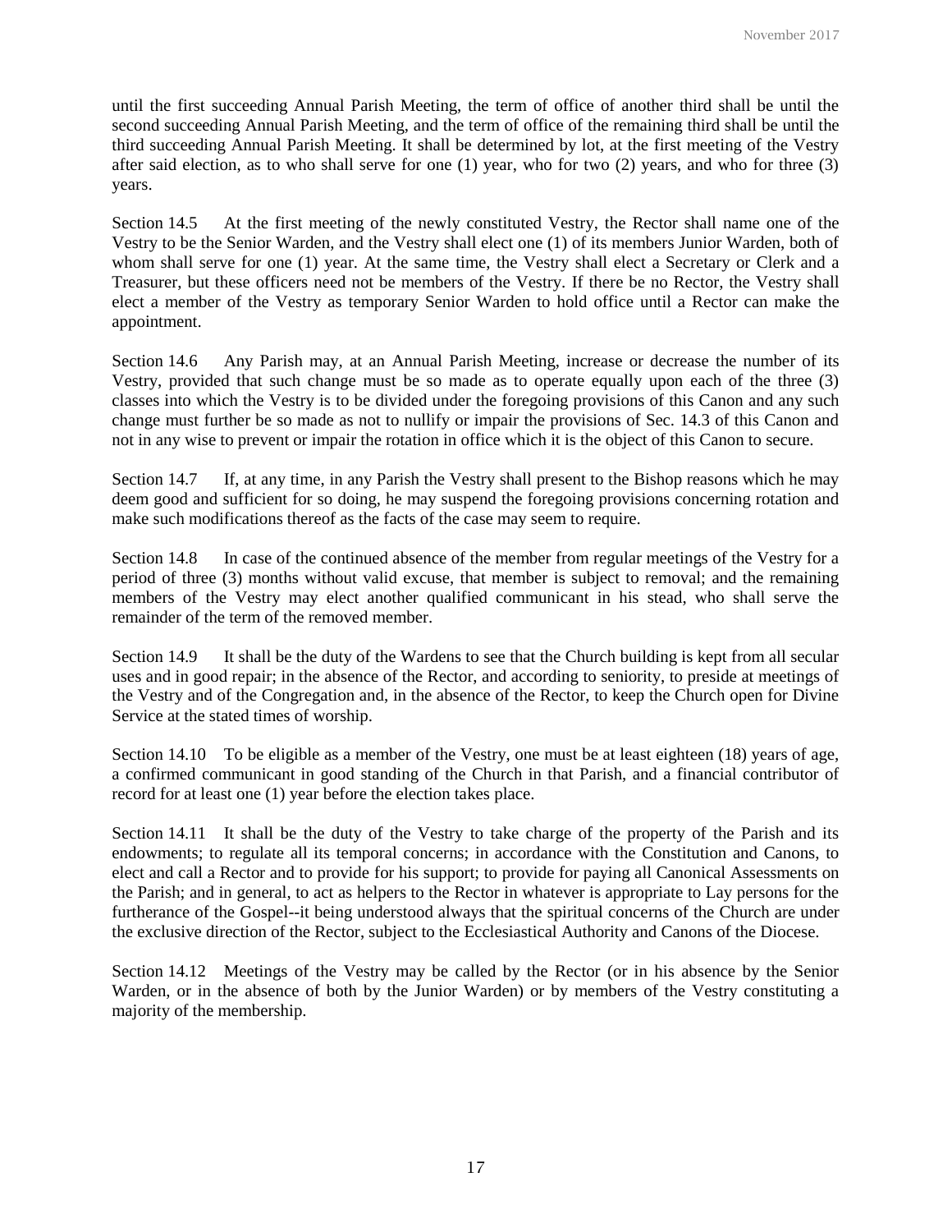until the first succeeding Annual Parish Meeting, the term of office of another third shall be until the second succeeding Annual Parish Meeting, and the term of office of the remaining third shall be until the third succeeding Annual Parish Meeting. It shall be determined by lot, at the first meeting of the Vestry after said election, as to who shall serve for one (1) year, who for two (2) years, and who for three (3) years.

Section 14.5 At the first meeting of the newly constituted Vestry, the Rector shall name one of the Vestry to be the Senior Warden, and the Vestry shall elect one (1) of its members Junior Warden, both of whom shall serve for one (1) year. At the same time, the Vestry shall elect a Secretary or Clerk and a Treasurer, but these officers need not be members of the Vestry. If there be no Rector, the Vestry shall elect a member of the Vestry as temporary Senior Warden to hold office until a Rector can make the appointment.

Section 14.6 Any Parish may, at an Annual Parish Meeting, increase or decrease the number of its Vestry, provided that such change must be so made as to operate equally upon each of the three (3) classes into which the Vestry is to be divided under the foregoing provisions of this Canon and any such change must further be so made as not to nullify or impair the provisions of Sec. 14.3 of this Canon and not in any wise to prevent or impair the rotation in office which it is the object of this Canon to secure.

Section 14.7 If, at any time, in any Parish the Vestry shall present to the Bishop reasons which he may deem good and sufficient for so doing, he may suspend the foregoing provisions concerning rotation and make such modifications thereof as the facts of the case may seem to require.

Section 14.8 In case of the continued absence of the member from regular meetings of the Vestry for a period of three (3) months without valid excuse, that member is subject to removal; and the remaining members of the Vestry may elect another qualified communicant in his stead, who shall serve the remainder of the term of the removed member.

Section 14.9 It shall be the duty of the Wardens to see that the Church building is kept from all secular uses and in good repair; in the absence of the Rector, and according to seniority, to preside at meetings of the Vestry and of the Congregation and, in the absence of the Rector, to keep the Church open for Divine Service at the stated times of worship.

Section 14.10 To be eligible as a member of the Vestry, one must be at least eighteen (18) years of age, a confirmed communicant in good standing of the Church in that Parish, and a financial contributor of record for at least one (1) year before the election takes place.

Section 14.11 It shall be the duty of the Vestry to take charge of the property of the Parish and its endowments; to regulate all its temporal concerns; in accordance with the Constitution and Canons, to elect and call a Rector and to provide for his support; to provide for paying all Canonical Assessments on the Parish; and in general, to act as helpers to the Rector in whatever is appropriate to Lay persons for the furtherance of the Gospel--it being understood always that the spiritual concerns of the Church are under the exclusive direction of the Rector, subject to the Ecclesiastical Authority and Canons of the Diocese.

Section 14.12 Meetings of the Vestry may be called by the Rector (or in his absence by the Senior Warden, or in the absence of both by the Junior Warden) or by members of the Vestry constituting a majority of the membership.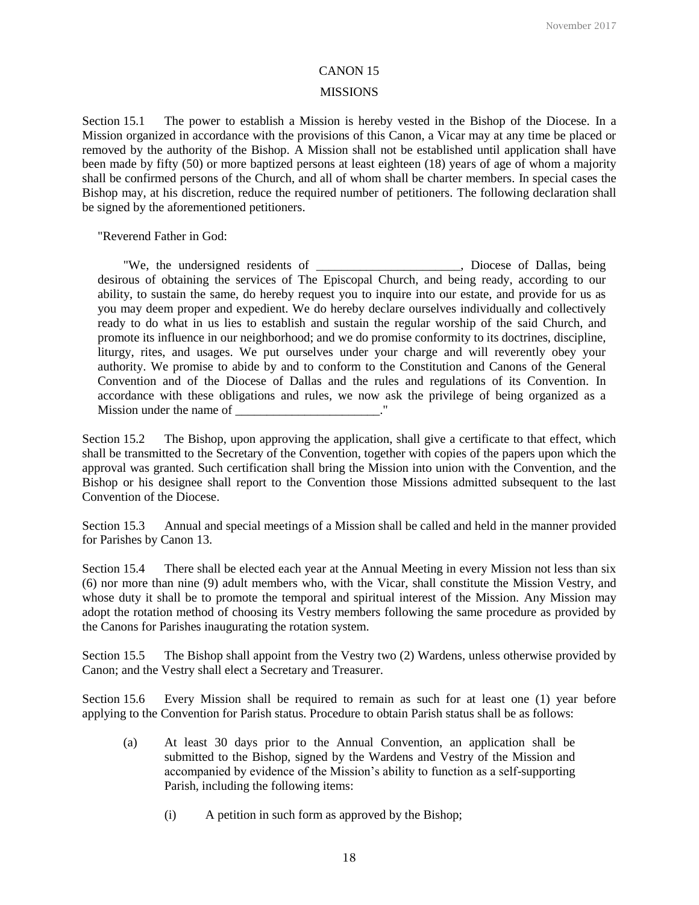## CANON 15

## MISSIONS

Section 15.1 The power to establish a Mission is hereby vested in the Bishop of the Diocese. In a Mission organized in accordance with the provisions of this Canon, a Vicar may at any time be placed or removed by the authority of the Bishop. A Mission shall not be established until application shall have been made by fifty (50) or more baptized persons at least eighteen (18) years of age of whom a majority shall be confirmed persons of the Church, and all of whom shall be charter members. In special cases the Bishop may, at his discretion, reduce the required number of petitioners. The following declaration shall be signed by the aforementioned petitioners.

"Reverend Father in God:

> "We, the undersigned residents of _______________________, Diocese of Dallas, being desirous of obtaining the services of The Episcopal Church, and being ready, according to our ability, to sustain the same, do hereby request you to inquire into our estate, and provide for us as you may deem proper and expedient. We do hereby declare ourselves individually and collectively ready to do what in us lies to establish and sustain the regular worship of the said Church, and promote its influence in our neighborhood; and we do promise conformity to its doctrines, discipline, liturgy, rites, and usages. We put ourselves under your charge and will reverently obey your authority. We promise to abide by and to conform to the Constitution and Canons of the General Convention and of the Diocese of Dallas and the rules and regulations of its Convention. In accordance with these obligations and rules, we now ask the privilege of being organized as a Mission under the name of _______________________."

Section 15.2 The Bishop, upon approving the application, shall give a certificate to that effect, which shall be transmitted to the Secretary of the Convention, together with copies of the papers upon which the approval was granted. Such certification shall bring the Mission into union with the Convention, and the Bishop or his designee shall report to the Convention those Missions admitted subsequent to the last Convention of the Diocese.

Section 15.3 Annual and special meetings of a Mission shall be called and held in the manner provided for Parishes by Canon 13.

Section 15.4 There shall be elected each year at the Annual Meeting in every Mission not less than six (6) nor more than nine (9) adult members who, with the Vicar, shall constitute the Mission Vestry, and whose duty it shall be to promote the temporal and spiritual interest of the Mission. Any Mission may adopt the rotation method of choosing its Vestry members following the same procedure as provided by the Canons for Parishes inaugurating the rotation system.

Section 15.5 The Bishop shall appoint from the Vestry two (2) Wardens, unless otherwise provided by Canon; and the Vestry shall elect a Secretary and Treasurer.

Section 15.6 Every Mission shall be required to remain as such for at least one (1) year before applying to the Convention for Parish status. Procedure to obtain Parish status shall be as follows:

(a) At least 30 days prior to the Annual Convention, an application shall be submitted to the Bishop, signed by the Wardens and Vestry of the Mission and accompanied by evidence of the Mission's ability to function as a self-supporting Parish, including the following items:

(i) A petition in such form as approved by the Bishop;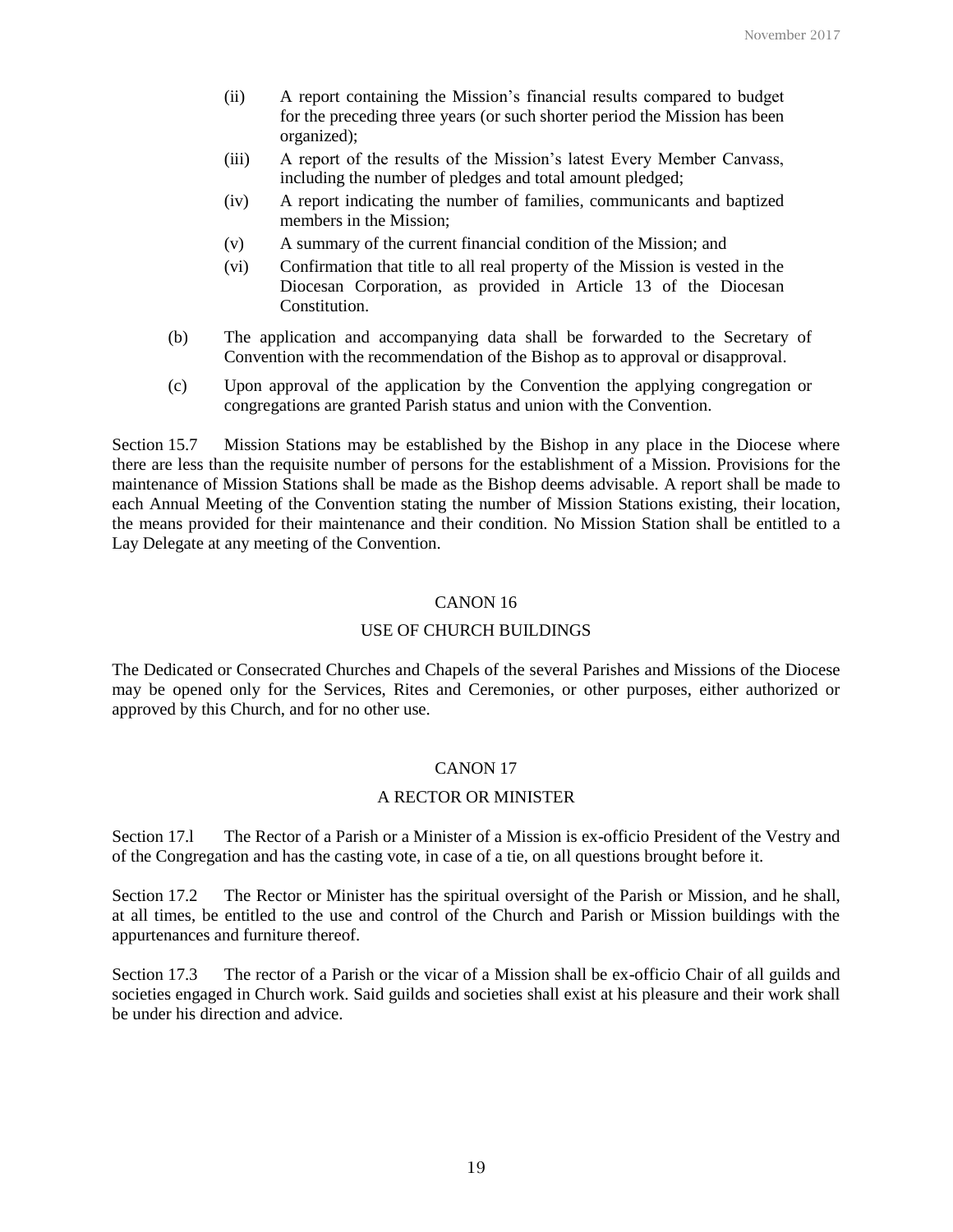(ii) A report containing the Mission's financial results compared to budget for the preceding three years (or such shorter period the Mission has been organized);

(iii) A report of the results of the Mission's latest Every Member Canvass, including the number of pledges and total amount pledged;

(iv) A report indicating the number of families, communicants and baptized members in the Mission;

(v) A summary of the current financial condition of the Mission; and

(vi) Confirmation that title to all real property of the Mission is vested in the Diocesan Corporation, as provided in Article 13 of the Diocesan Constitution.

(b) The application and accompanying data shall be forwarded to the Secretary of Convention with the recommendation of the Bishop as to approval or disapproval.

(c) Upon approval of the application by the Convention the applying congregation or congregations are granted Parish status and union with the Convention.

Section 15.7 Mission Stations may be established by the Bishop in any place in the Diocese where there are less than the requisite number of persons for the establishment of a Mission. Provisions for the maintenance of Mission Stations shall be made as the Bishop deems advisable. A report shall be made to each Annual Meeting of the Convention stating the number of Mission Stations existing, their location, the means provided for their maintenance and their condition. No Mission Station shall be entitled to a Lay Delegate at any meeting of the Convention.

## CANON 16

### USE OF CHURCH BUILDINGS

The Dedicated or Consecrated Churches and Chapels of the several Parishes and Missions of the Diocese may be opened only for the Services, Rites and Ceremonies, or other purposes, either authorized or approved by this Church, and for no other use.

## CANON 17

### A RECTOR OR MINISTER

Section 17.l The Rector of a Parish or a Minister of a Mission is ex-officio President of the Vestry and of the Congregation and has the casting vote, in case of a tie, on all questions brought before it.

Section 17.2 The Rector or Minister has the spiritual oversight of the Parish or Mission, and he shall, at all times, be entitled to the use and control of the Church and Parish or Mission buildings with the appurtenances and furniture thereof.

Section 17.3 The rector of a Parish or the vicar of a Mission shall be ex-officio Chair of all guilds and societies engaged in Church work. Said guilds and societies shall exist at his pleasure and their work shall be under his direction and advice.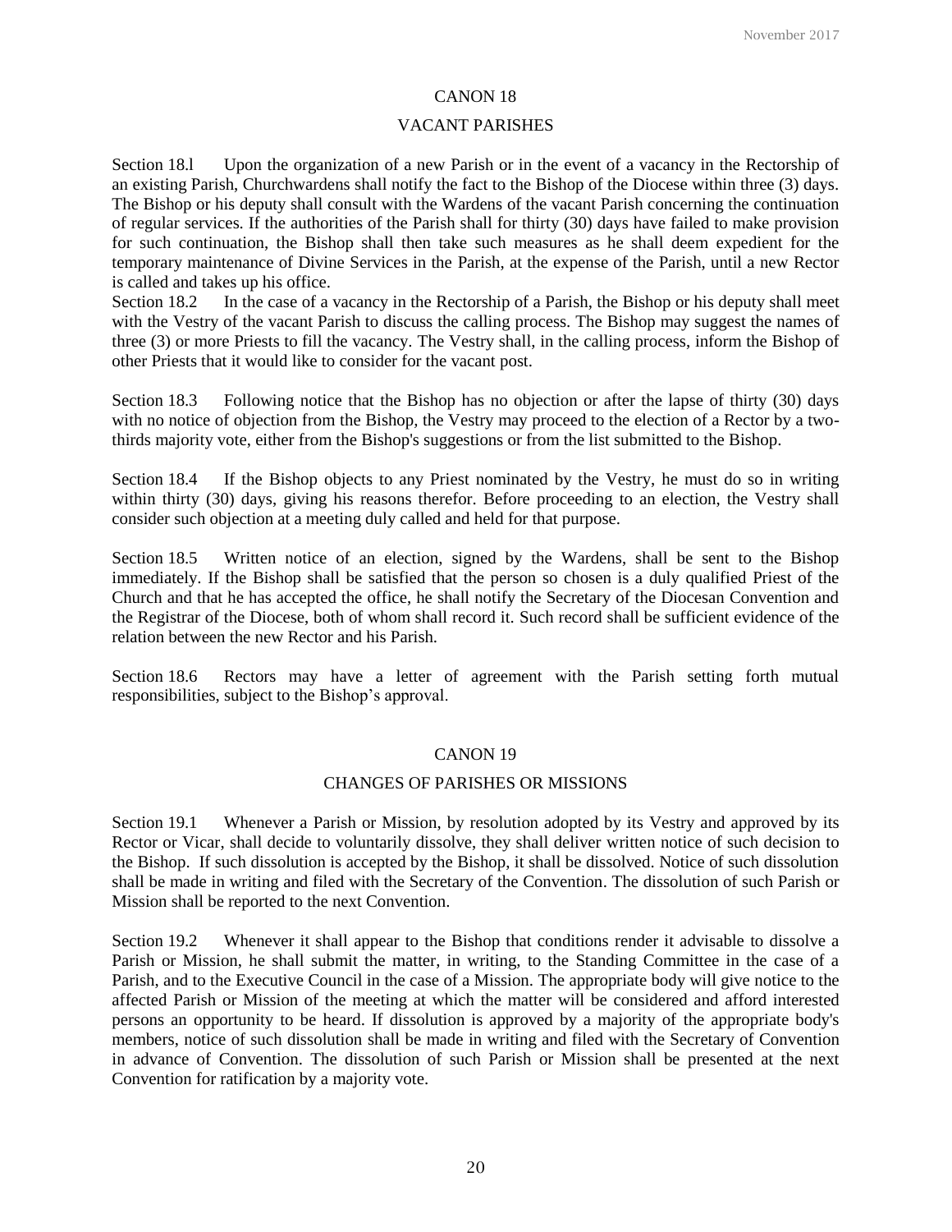# CANON 18

## VACANT PARISHES

Section 18.l Upon the organization of a new Parish or in the event of a vacancy in the Rectorship of an existing Parish, Churchwardens shall notify the fact to the Bishop of the Diocese within three (3) days. The Bishop or his deputy shall consult with the Wardens of the vacant Parish concerning the continuation of regular services. If the authorities of the Parish shall for thirty (30) days have failed to make provision for such continuation, the Bishop shall then take such measures as he shall deem expedient for the temporary maintenance of Divine Services in the Parish, at the expense of the Parish, until a new Rector is called and takes up his office.

Section 18.2 In the case of a vacancy in the Rectorship of a Parish, the Bishop or his deputy shall meet with the Vestry of the vacant Parish to discuss the calling process. The Bishop may suggest the names of three (3) or more Priests to fill the vacancy. The Vestry shall, in the calling process, inform the Bishop of other Priests that it would like to consider for the vacant post.

Section 18.3 Following notice that the Bishop has no objection or after the lapse of thirty (30) days with no notice of objection from the Bishop, the Vestry may proceed to the election of a Rector by a two-thirds majority vote, either from the Bishop's suggestions or from the list submitted to the Bishop.

Section 18.4 If the Bishop objects to any Priest nominated by the Vestry, he must do so in writing within thirty (30) days, giving his reasons therefor. Before proceeding to an election, the Vestry shall consider such objection at a meeting duly called and held for that purpose.

Section 18.5 Written notice of an election, signed by the Wardens, shall be sent to the Bishop immediately. If the Bishop shall be satisfied that the person so chosen is a duly qualified Priest of the Church and that he has accepted the office, he shall notify the Secretary of the Diocesan Convention and the Registrar of the Diocese, both of whom shall record it. Such record shall be sufficient evidence of the relation between the new Rector and his Parish.

Section 18.6 Rectors may have a letter of agreement with the Parish setting forth mutual responsibilities, subject to the Bishop's approval.

# CANON 19

## CHANGES OF PARISHES OR MISSIONS

Section 19.1 Whenever a Parish or Mission, by resolution adopted by its Vestry and approved by its Rector or Vicar, shall decide to voluntarily dissolve, they shall deliver written notice of such decision to the Bishop. If such dissolution is accepted by the Bishop, it shall be dissolved. Notice of such dissolution shall be made in writing and filed with the Secretary of the Convention. The dissolution of such Parish or Mission shall be reported to the next Convention.

Section 19.2 Whenever it shall appear to the Bishop that conditions render it advisable to dissolve a Parish or Mission, he shall submit the matter, in writing, to the Standing Committee in the case of a Parish, and to the Executive Council in the case of a Mission. The appropriate body will give notice to the affected Parish or Mission of the meeting at which the matter will be considered and afford interested persons an opportunity to be heard. If dissolution is approved by a majority of the appropriate body's members, notice of such dissolution shall be made in writing and filed with the Secretary of Convention in advance of Convention. The dissolution of such Parish or Mission shall be presented at the next Convention for ratification by a majority vote.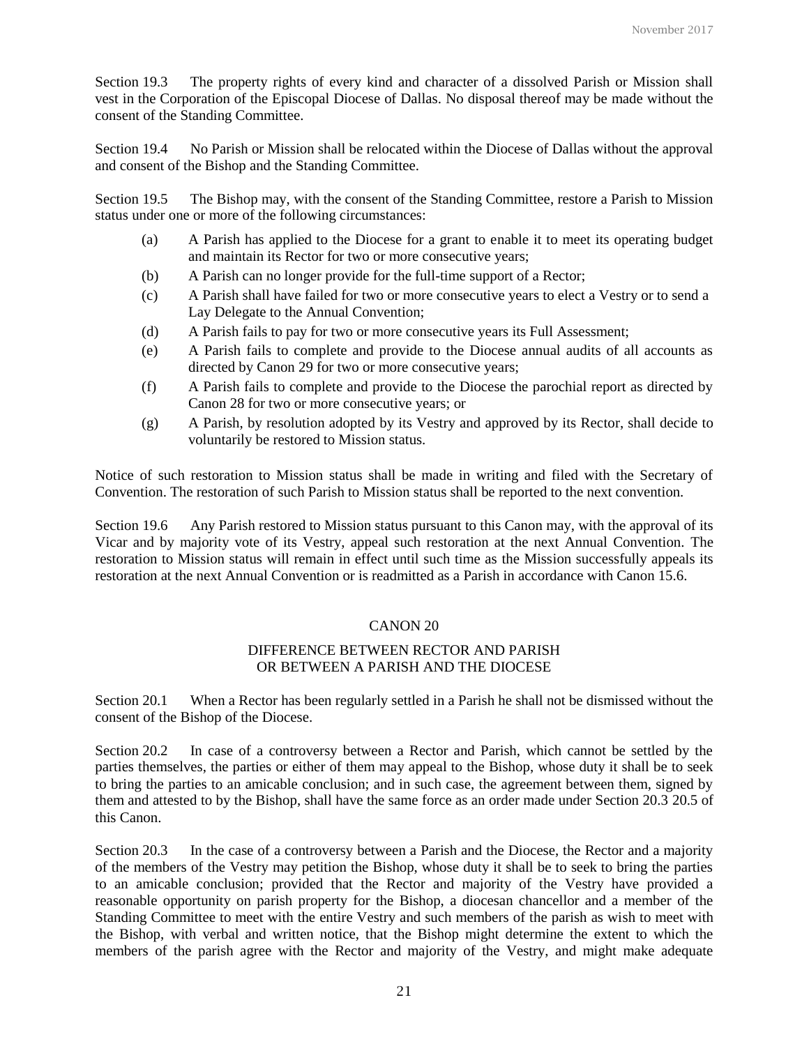Section 19.3 The property rights of every kind and character of a dissolved Parish or Mission shall vest in the Corporation of the Episcopal Diocese of Dallas. No disposal thereof may be made without the consent of the Standing Committee.

Section 19.4 No Parish or Mission shall be relocated within the Diocese of Dallas without the approval and consent of the Bishop and the Standing Committee.

Section 19.5 The Bishop may, with the consent of the Standing Committee, restore a Parish to Mission status under one or more of the following circumstances:

(a) A Parish has applied to the Diocese for a grant to enable it to meet its operating budget and maintain its Rector for two or more consecutive years;

(b) A Parish can no longer provide for the full-time support of a Rector;

(c) A Parish shall have failed for two or more consecutive years to elect a Vestry or to send a Lay Delegate to the Annual Convention;

(d) A Parish fails to pay for two or more consecutive years its Full Assessment;

(e) A Parish fails to complete and provide to the Diocese annual audits of all accounts as directed by Canon 29 for two or more consecutive years;

(f) A Parish fails to complete and provide to the Diocese the parochial report as directed by Canon 28 for two or more consecutive years; or

(g) A Parish, by resolution adopted by its Vestry and approved by its Rector, shall decide to voluntarily be restored to Mission status.

Notice of such restoration to Mission status shall be made in writing and filed with the Secretary of Convention. The restoration of such Parish to Mission status shall be reported to the next convention.

Section 19.6 Any Parish restored to Mission status pursuant to this Canon may, with the approval of its Vicar and by majority vote of its Vestry, appeal such restoration at the next Annual Convention. The restoration to Mission status will remain in effect until such time as the Mission successfully appeals its restoration at the next Annual Convention or is readmitted as a Parish in accordance with Canon 15.6.

## CANON 20

### DIFFERENCE BETWEEN RECTOR AND PARISH OR BETWEEN A PARISH AND THE DIOCESE

Section 20.1 When a Rector has been regularly settled in a Parish he shall not be dismissed without the consent of the Bishop of the Diocese.

Section 20.2 In case of a controversy between a Rector and Parish, which cannot be settled by the parties themselves, the parties or either of them may appeal to the Bishop, whose duty it shall be to seek to bring the parties to an amicable conclusion; and in such case, the agreement between them, signed by them and attested to by the Bishop, shall have the same force as an order made under Section 20.3 20.5 of this Canon.

Section 20.3 In the case of a controversy between a Parish and the Diocese, the Rector and a majority of the members of the Vestry may petition the Bishop, whose duty it shall be to seek to bring the parties to an amicable conclusion; provided that the Rector and majority of the Vestry have provided a reasonable opportunity on parish property for the Bishop, a diocesan chancellor and a member of the Standing Committee to meet with the entire Vestry and such members of the parish as wish to meet with the Bishop, with verbal and written notice, that the Bishop might determine the extent to which the members of the parish agree with the Rector and majority of the Vestry, and might make adequate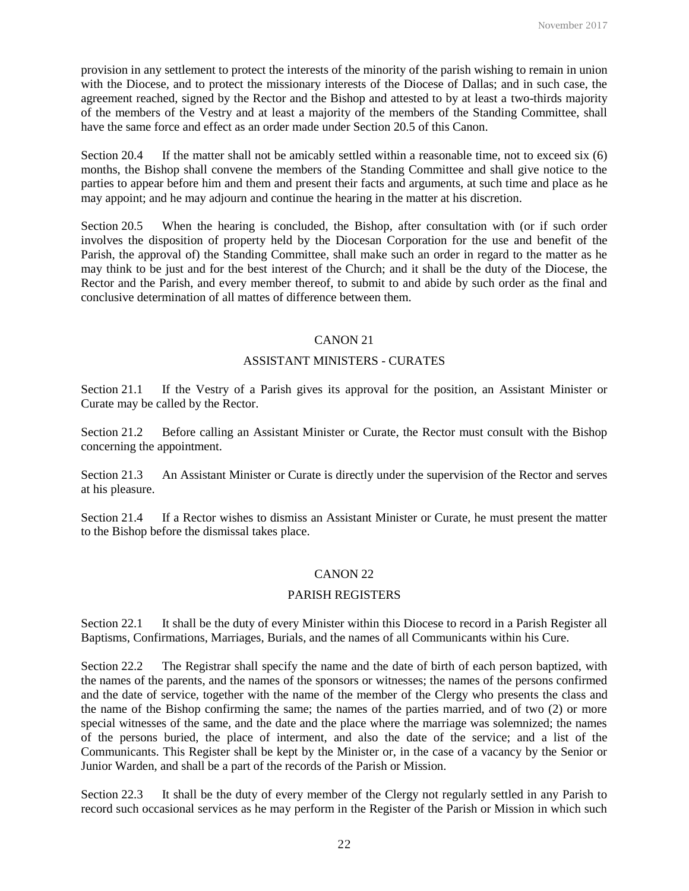provision in any settlement to protect the interests of the minority of the parish wishing to remain in union with the Diocese, and to protect the missionary interests of the Diocese of Dallas; and in such case, the agreement reached, signed by the Rector and the Bishop and attested to by at least a two-thirds majority of the members of the Vestry and at least a majority of the members of the Standing Committee, shall have the same force and effect as an order made under Section 20.5 of this Canon.

Section 20.4 If the matter shall not be amicably settled within a reasonable time, not to exceed six (6) months, the Bishop shall convene the members of the Standing Committee and shall give notice to the parties to appear before him and them and present their facts and arguments, at such time and place as he may appoint; and he may adjourn and continue the hearing in the matter at his discretion.

Section 20.5 When the hearing is concluded, the Bishop, after consultation with (or if such order involves the disposition of property held by the Diocesan Corporation for the use and benefit of the Parish, the approval of) the Standing Committee, shall make such an order in regard to the matter as he may think to be just and for the best interest of the Church; and it shall be the duty of the Diocese, the Rector and the Parish, and every member thereof, to submit to and abide by such order as the final and conclusive determination of all mattes of difference between them.

## CANON 21

## ASSISTANT MINISTERS - CURATES

Section 21.1 If the Vestry of a Parish gives its approval for the position, an Assistant Minister or Curate may be called by the Rector.

Section 21.2 Before calling an Assistant Minister or Curate, the Rector must consult with the Bishop concerning the appointment.

Section 21.3 An Assistant Minister or Curate is directly under the supervision of the Rector and serves at his pleasure.

Section 21.4 If a Rector wishes to dismiss an Assistant Minister or Curate, he must present the matter to the Bishop before the dismissal takes place.

## CANON 22

## PARISH REGISTERS

Section 22.1 It shall be the duty of every Minister within this Diocese to record in a Parish Register all Baptisms, Confirmations, Marriages, Burials, and the names of all Communicants within his Cure.

Section 22.2 The Registrar shall specify the name and the date of birth of each person baptized, with the names of the parents, and the names of the sponsors or witnesses; the names of the persons confirmed and the date of service, together with the name of the member of the Clergy who presents the class and the name of the Bishop confirming the same; the names of the parties married, and of two (2) or more special witnesses of the same, and the date and the place where the marriage was solemnized; the names of the persons buried, the place of interment, and also the date of the service; and a list of the Communicants. This Register shall be kept by the Minister or, in the case of a vacancy by the Senior or Junior Warden, and shall be a part of the records of the Parish or Mission.

Section 22.3 It shall be the duty of every member of the Clergy not regularly settled in any Parish to record such occasional services as he may perform in the Register of the Parish or Mission in which such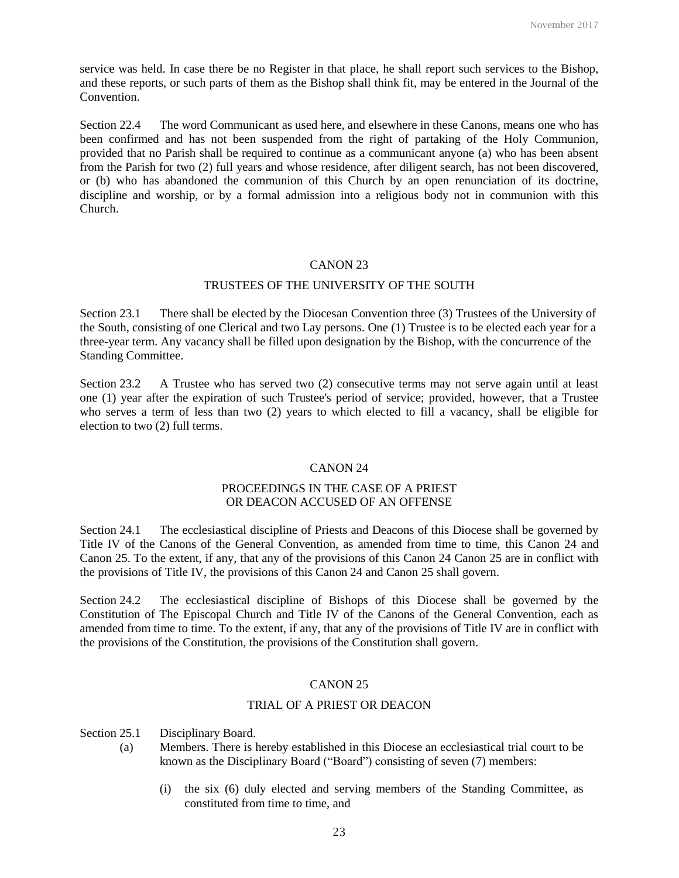service was held. In case there be no Register in that place, he shall report such services to the Bishop, and these reports, or such parts of them as the Bishop shall think fit, may be entered in the Journal of the Convention.

Section 22.4 The word Communicant as used here, and elsewhere in these Canons, means one who has been confirmed and has not been suspended from the right of partaking of the Holy Communion, provided that no Parish shall be required to continue as a communicant anyone (a) who has been absent from the Parish for two (2) full years and whose residence, after diligent search, has not been discovered, or (b) who has abandoned the communion of this Church by an open renunciation of its doctrine, discipline and worship, or by a formal admission into a religious body not in communion with this Church.

## CANON 23

### TRUSTEES OF THE UNIVERSITY OF THE SOUTH

Section 23.1 There shall be elected by the Diocesan Convention three (3) Trustees of the University of the South, consisting of one Clerical and two Lay persons. One (1) Trustee is to be elected each year for a three-year term. Any vacancy shall be filled upon designation by the Bishop, with the concurrence of the Standing Committee.

Section 23.2 A Trustee who has served two (2) consecutive terms may not serve again until at least one (1) year after the expiration of such Trustee's period of service; provided, however, that a Trustee who serves a term of less than two (2) years to which elected to fill a vacancy, shall be eligible for election to two (2) full terms.

## CANON 24

### PROCEEDINGS IN THE CASE OF A PRIEST OR DEACON ACCUSED OF AN OFFENSE

Section 24.1 The ecclesiastical discipline of Priests and Deacons of this Diocese shall be governed by Title IV of the Canons of the General Convention, as amended from time to time, this Canon 24 and Canon 25. To the extent, if any, that any of the provisions of this Canon 24 Canon 25 are in conflict with the provisions of Title IV, the provisions of this Canon 24 and Canon 25 shall govern.

Section 24.2 The ecclesiastical discipline of Bishops of this Diocese shall be governed by the Constitution of The Episcopal Church and Title IV of the Canons of the General Convention, each as amended from time to time. To the extent, if any, that any of the provisions of Title IV are in conflict with the provisions of the Constitution, the provisions of the Constitution shall govern.

## CANON 25

### TRIAL OF A PRIEST OR DEACON

Section 25.1 Disciplinary Board.

(a) Members. There is hereby established in this Diocese an ecclesiastical trial court to be known as the Disciplinary Board ("Board") consisting of seven (7) members:

(i) the six (6) duly elected and serving members of the Standing Committee, as constituted from time to time, and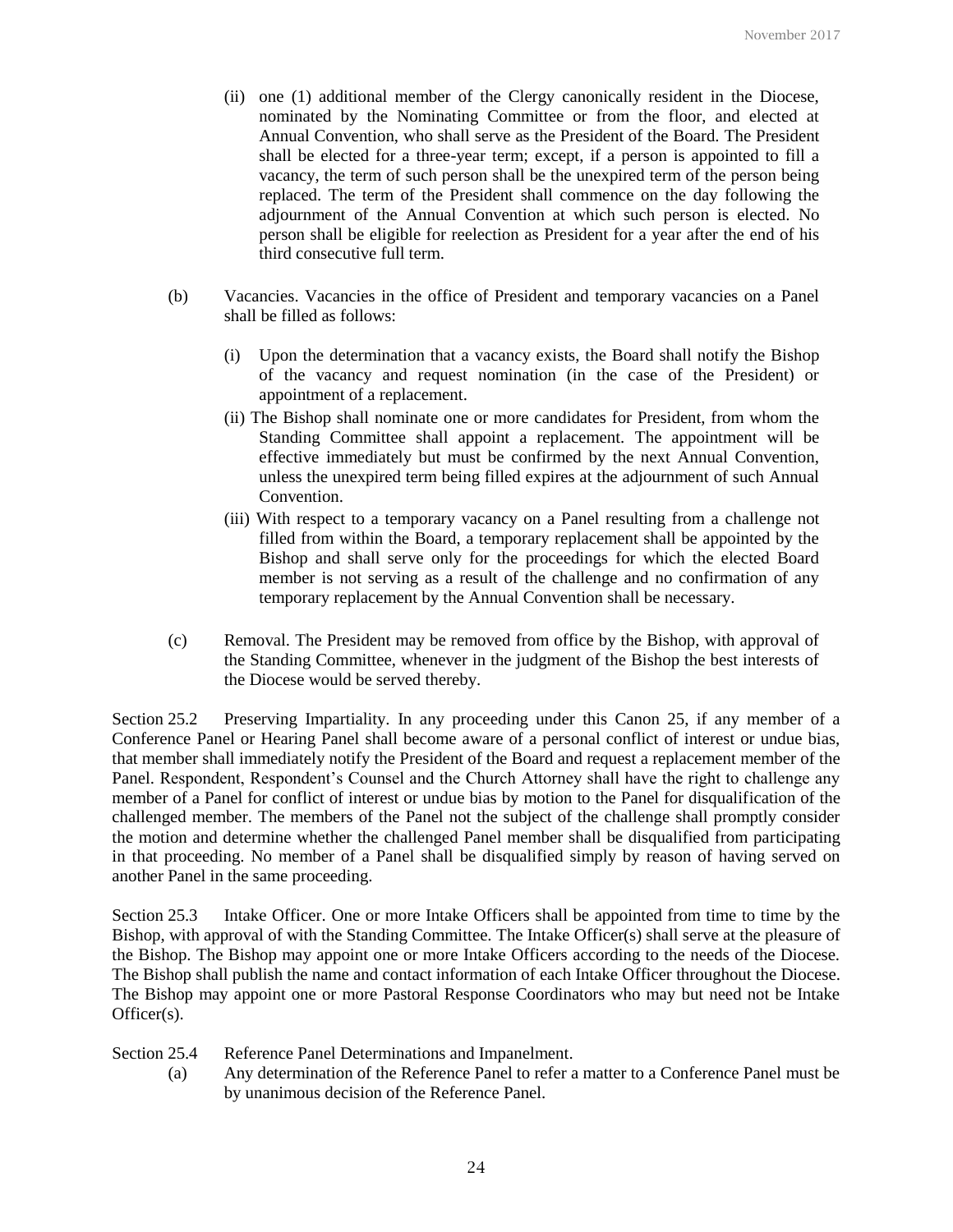(ii) one (1) additional member of the Clergy canonically resident in the Diocese, nominated by the Nominating Committee or from the floor, and elected at Annual Convention, who shall serve as the President of the Board. The President shall be elected for a three-year term; except, if a person is appointed to fill a vacancy, the term of such person shall be the unexpired term of the person being replaced. The term of the President shall commence on the day following the adjournment of the Annual Convention at which such person is elected. No person shall be eligible for reelection as President for a year after the end of his third consecutive full term.

(b) Vacancies. Vacancies in the office of President and temporary vacancies on a Panel shall be filled as follows:

(i) Upon the determination that a vacancy exists, the Board shall notify the Bishop of the vacancy and request nomination (in the case of the President) or appointment of a replacement.

(ii) The Bishop shall nominate one or more candidates for President, from whom the Standing Committee shall appoint a replacement. The appointment will be effective immediately but must be confirmed by the next Annual Convention, unless the unexpired term being filled expires at the adjournment of such Annual Convention.

(iii) With respect to a temporary vacancy on a Panel resulting from a challenge not filled from within the Board, a temporary replacement shall be appointed by the Bishop and shall serve only for the proceedings for which the elected Board member is not serving as a result of the challenge and no confirmation of any temporary replacement by the Annual Convention shall be necessary.

(c) Removal. The President may be removed from office by the Bishop, with approval of the Standing Committee, whenever in the judgment of the Bishop the best interests of the Diocese would be served thereby.

Section 25.2 Preserving Impartiality. In any proceeding under this Canon 25, if any member of a Conference Panel or Hearing Panel shall become aware of a personal conflict of interest or undue bias, that member shall immediately notify the President of the Board and request a replacement member of the Panel. Respondent, Respondent's Counsel and the Church Attorney shall have the right to challenge any member of a Panel for conflict of interest or undue bias by motion to the Panel for disqualification of the challenged member. The members of the Panel not the subject of the challenge shall promptly consider the motion and determine whether the challenged Panel member shall be disqualified from participating in that proceeding. No member of a Panel shall be disqualified simply by reason of having served on another Panel in the same proceeding.

Section 25.3 Intake Officer. One or more Intake Officers shall be appointed from time to time by the Bishop, with approval of with the Standing Committee. The Intake Officer(s) shall serve at the pleasure of the Bishop. The Bishop may appoint one or more Intake Officers according to the needs of the Diocese. The Bishop shall publish the name and contact information of each Intake Officer throughout the Diocese. The Bishop may appoint one or more Pastoral Response Coordinators who may but need not be Intake Officer(s).

Section 25.4 Reference Panel Determinations and Impanelment.

(a) Any determination of the Reference Panel to refer a matter to a Conference Panel must be by unanimous decision of the Reference Panel.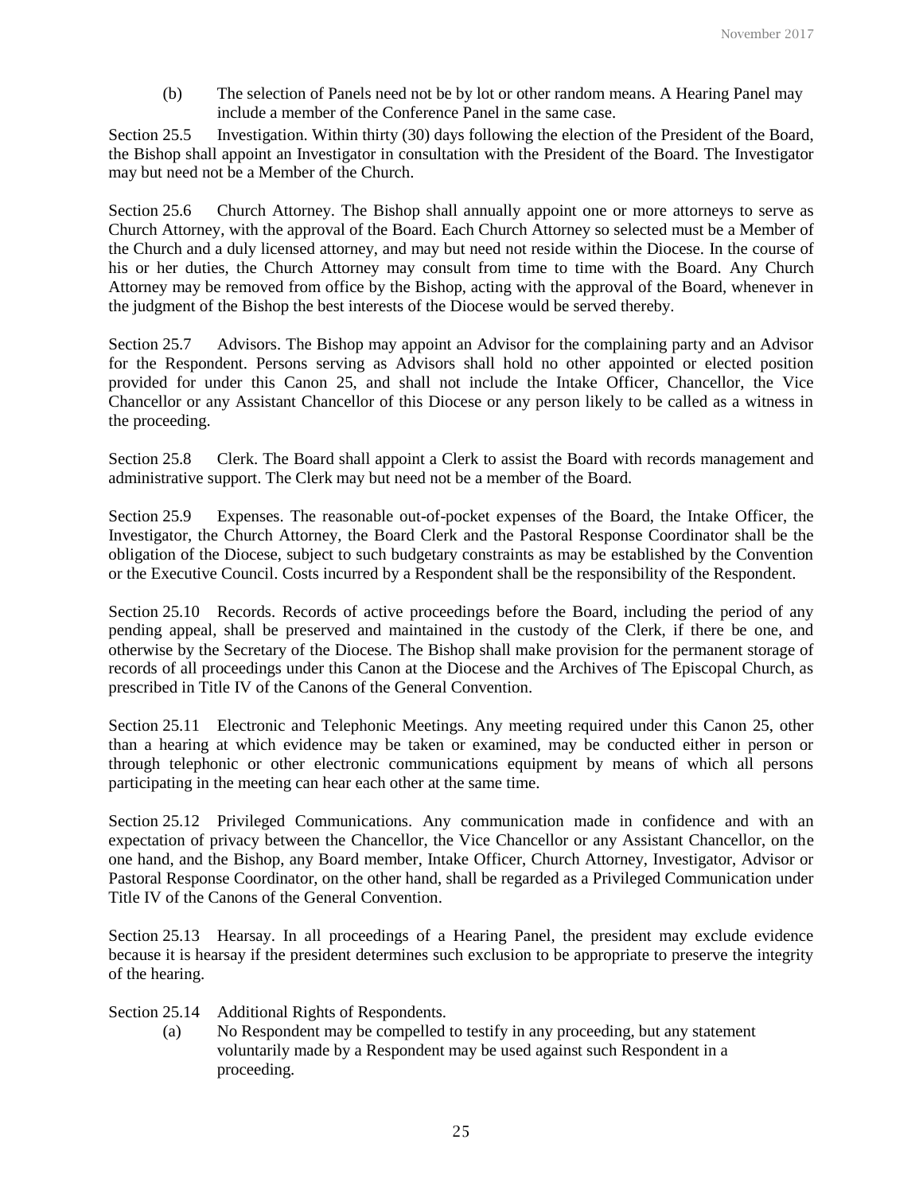(b) The selection of Panels need not be by lot or other random means. A Hearing Panel may include a member of the Conference Panel in the same case.

Section 25.5 Investigation. Within thirty (30) days following the election of the President of the Board, the Bishop shall appoint an Investigator in consultation with the President of the Board. The Investigator may but need not be a Member of the Church.

Section 25.6 Church Attorney. The Bishop shall annually appoint one or more attorneys to serve as Church Attorney, with the approval of the Board. Each Church Attorney so selected must be a Member of the Church and a duly licensed attorney, and may but need not reside within the Diocese. In the course of his or her duties, the Church Attorney may consult from time to time with the Board. Any Church Attorney may be removed from office by the Bishop, acting with the approval of the Board, whenever in the judgment of the Bishop the best interests of the Diocese would be served thereby.

Section 25.7 Advisors. The Bishop may appoint an Advisor for the complaining party and an Advisor for the Respondent. Persons serving as Advisors shall hold no other appointed or elected position provided for under this Canon 25, and shall not include the Intake Officer, Chancellor, the Vice Chancellor or any Assistant Chancellor of this Diocese or any person likely to be called as a witness in the proceeding.

Section 25.8 Clerk. The Board shall appoint a Clerk to assist the Board with records management and administrative support. The Clerk may but need not be a member of the Board.

Section 25.9 Expenses. The reasonable out-of-pocket expenses of the Board, the Intake Officer, the Investigator, the Church Attorney, the Board Clerk and the Pastoral Response Coordinator shall be the obligation of the Diocese, subject to such budgetary constraints as may be established by the Convention or the Executive Council. Costs incurred by a Respondent shall be the responsibility of the Respondent.

Section 25.10 Records. Records of active proceedings before the Board, including the period of any pending appeal, shall be preserved and maintained in the custody of the Clerk, if there be one, and otherwise by the Secretary of the Diocese. The Bishop shall make provision for the permanent storage of records of all proceedings under this Canon at the Diocese and the Archives of The Episcopal Church, as prescribed in Title IV of the Canons of the General Convention.

Section 25.11 Electronic and Telephonic Meetings. Any meeting required under this Canon 25, other than a hearing at which evidence may be taken or examined, may be conducted either in person or through telephonic or other electronic communications equipment by means of which all persons participating in the meeting can hear each other at the same time.

Section 25.12 Privileged Communications. Any communication made in confidence and with an expectation of privacy between the Chancellor, the Vice Chancellor or any Assistant Chancellor, on the one hand, and the Bishop, any Board member, Intake Officer, Church Attorney, Investigator, Advisor or Pastoral Response Coordinator, on the other hand, shall be regarded as a Privileged Communication under Title IV of the Canons of the General Convention.

Section 25.13 Hearsay. In all proceedings of a Hearing Panel, the president may exclude evidence because it is hearsay if the president determines such exclusion to be appropriate to preserve the integrity of the hearing.

Section 25.14 Additional Rights of Respondents.

(a) No Respondent may be compelled to testify in any proceeding, but any statement voluntarily made by a Respondent may be used against such Respondent in a proceeding.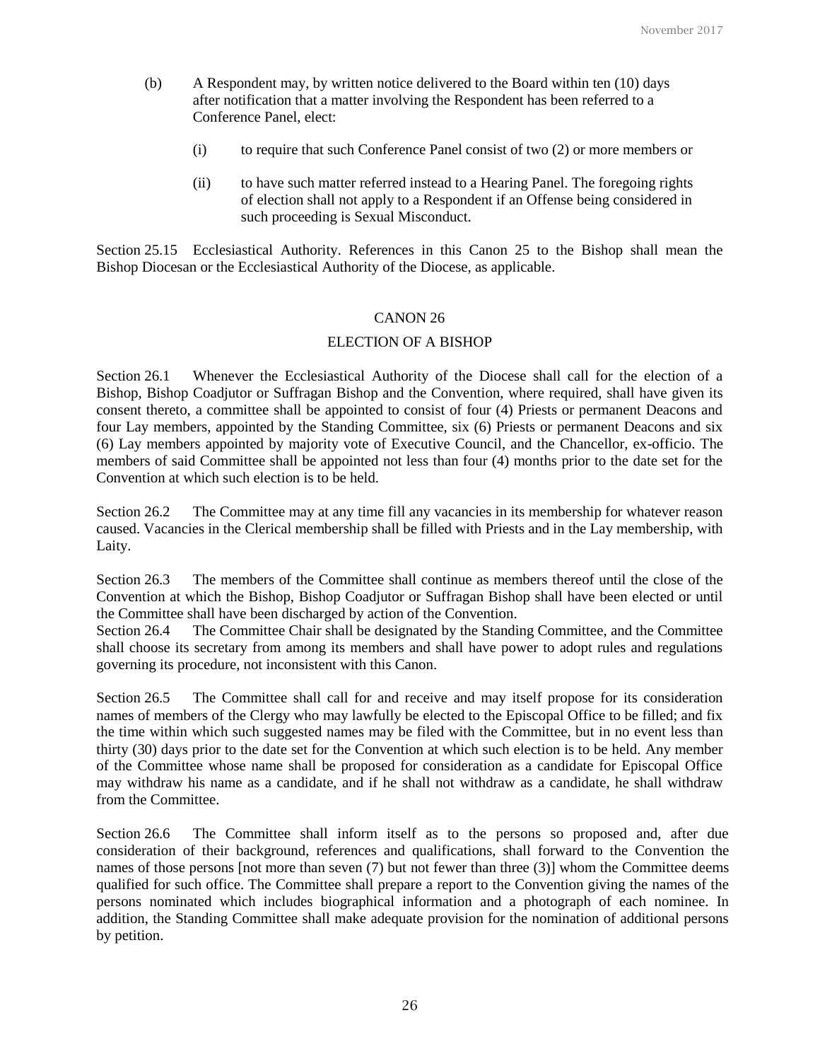(b) A Respondent may, by written notice delivered to the Board within ten (10) days after notification that a matter involving the Respondent has been referred to a Conference Panel, elect:

   (i) to require that such Conference Panel consist of two (2) or more members or

   (ii) to have such matter referred instead to a Hearing Panel. The foregoing rights of election shall not apply to a Respondent if an Offense being considered in such proceeding is Sexual Misconduct.

Section 25.15 Ecclesiastical Authority. References in this Canon 25 to the Bishop shall mean the Bishop Diocesan or the Ecclesiastical Authority of the Diocese, as applicable.

## CANON 26

## ELECTION OF A BISHOP

Section 26.1 Whenever the Ecclesiastical Authority of the Diocese shall call for the election of a Bishop, Bishop Coadjutor or Suffragan Bishop and the Convention, where required, shall have given its consent thereto, a committee shall be appointed to consist of four (4) Priests or permanent Deacons and four Lay members, appointed by the Standing Committee, six (6) Priests or permanent Deacons and six (6) Lay members appointed by majority vote of Executive Council, and the Chancellor, ex-officio. The members of said Committee shall be appointed not less than four (4) months prior to the date set for the Convention at which such election is to be held.

Section 26.2 The Committee may at any time fill any vacancies in its membership for whatever reason caused. Vacancies in the Clerical membership shall be filled with Priests and in the Lay membership, with Laity.

Section 26.3 The members of the Committee shall continue as members thereof until the close of the Convention at which the Bishop, Bishop Coadjutor or Suffragan Bishop shall have been elected or until the Committee shall have been discharged by action of the Convention.

Section 26.4 The Committee Chair shall be designated by the Standing Committee, and the Committee shall choose its secretary from among its members and shall have power to adopt rules and regulations governing its procedure, not inconsistent with this Canon.

Section 26.5 The Committee shall call for and receive and may itself propose for its consideration names of members of the Clergy who may lawfully be elected to the Episcopal Office to be filled; and fix the time within which such suggested names may be filed with the Committee, but in no event less than thirty (30) days prior to the date set for the Convention at which such election is to be held. Any member of the Committee whose name shall be proposed for consideration as a candidate for Episcopal Office may withdraw his name as a candidate, and if he shall not withdraw as a candidate, he shall withdraw from the Committee.

Section 26.6 The Committee shall inform itself as to the persons so proposed and, after due consideration of their background, references and qualifications, shall forward to the Convention the names of those persons [not more than seven (7) but not fewer than three (3)] whom the Committee deems qualified for such office. The Committee shall prepare a report to the Convention giving the names of the persons nominated which includes biographical information and a photograph of each nominee. In addition, the Standing Committee shall make adequate provision for the nomination of additional persons by petition.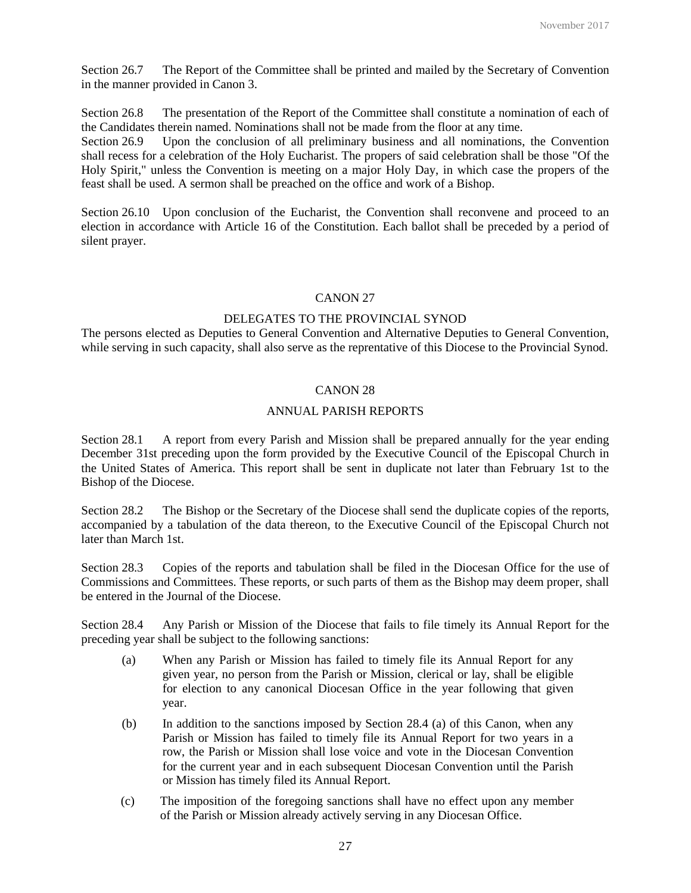Section 26.7 The Report of the Committee shall be printed and mailed by the Secretary of Convention in the manner provided in Canon 3.

Section 26.8 The presentation of the Report of the Committee shall constitute a nomination of each of the Candidates therein named. Nominations shall not be made from the floor at any time.

Section 26.9 Upon the conclusion of all preliminary business and all nominations, the Convention shall recess for a celebration of the Holy Eucharist. The propers of said celebration shall be those "Of the Holy Spirit," unless the Convention is meeting on a major Holy Day, in which case the propers of the feast shall be used. A sermon shall be preached on the office and work of a Bishop.

Section 26.10 Upon conclusion of the Eucharist, the Convention shall reconvene and proceed to an election in accordance with Article 16 of the Constitution. Each ballot shall be preceded by a period of silent prayer.

## CANON 27

### DELEGATES TO THE PROVINCIAL SYNOD

The persons elected as Deputies to General Convention and Alternative Deputies to General Convention, while serving in such capacity, shall also serve as the reprentative of this Diocese to the Provincial Synod.

## CANON 28

### ANNUAL PARISH REPORTS

Section 28.1 A report from every Parish and Mission shall be prepared annually for the year ending December 31st preceding upon the form provided by the Executive Council of the Episcopal Church in the United States of America. This report shall be sent in duplicate not later than February 1st to the Bishop of the Diocese.

Section 28.2 The Bishop or the Secretary of the Diocese shall send the duplicate copies of the reports, accompanied by a tabulation of the data thereon, to the Executive Council of the Episcopal Church not later than March 1st.

Section 28.3 Copies of the reports and tabulation shall be filed in the Diocesan Office for the use of Commissions and Committees. These reports, or such parts of them as the Bishop may deem proper, shall be entered in the Journal of the Diocese.

Section 28.4 Any Parish or Mission of the Diocese that fails to file timely its Annual Report for the preceding year shall be subject to the following sanctions:

(a) When any Parish or Mission has failed to timely file its Annual Report for any given year, no person from the Parish or Mission, clerical or lay, shall be eligible for election to any canonical Diocesan Office in the year following that given year.

(b) In addition to the sanctions imposed by Section 28.4 (a) of this Canon, when any Parish or Mission has failed to timely file its Annual Report for two years in a row, the Parish or Mission shall lose voice and vote in the Diocesan Convention for the current year and in each subsequent Diocesan Convention until the Parish or Mission has timely filed its Annual Report.

(c) The imposition of the foregoing sanctions shall have no effect upon any member of the Parish or Mission already actively serving in any Diocesan Office.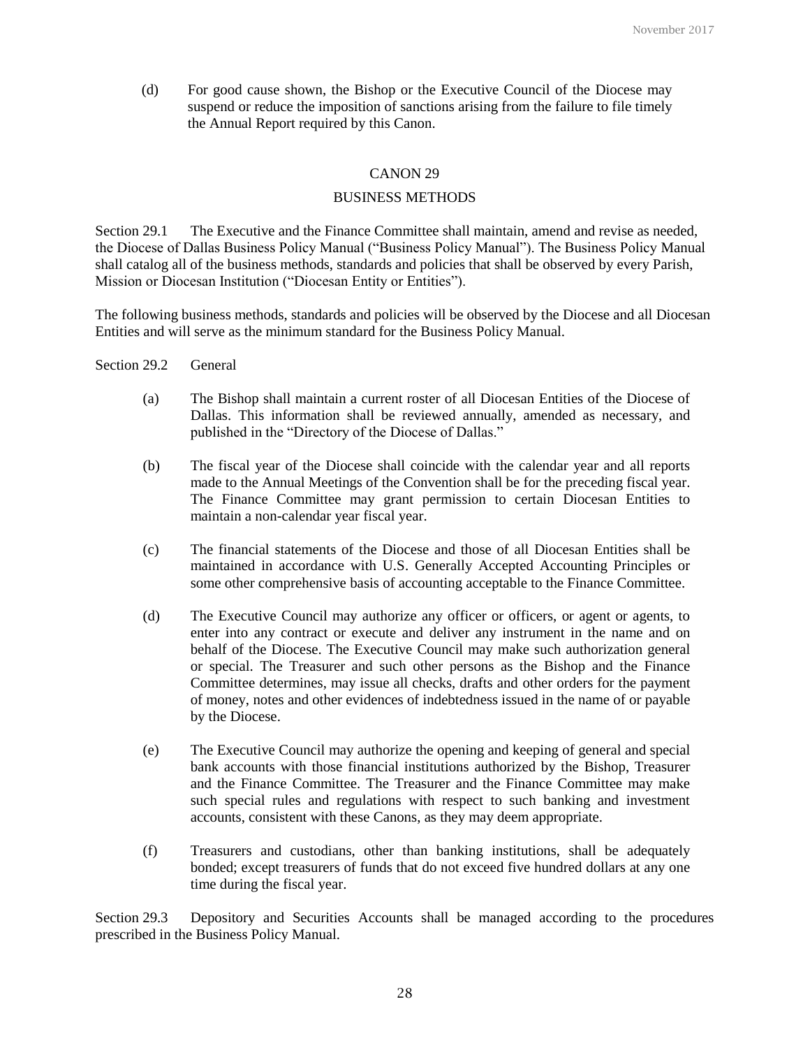(d) For good cause shown, the Bishop or the Executive Council of the Diocese may suspend or reduce the imposition of sanctions arising from the failure to file timely the Annual Report required by this Canon.

## CANON 29

## BUSINESS METHODS

Section 29.1 The Executive and the Finance Committee shall maintain, amend and revise as needed, the Diocese of Dallas Business Policy Manual ("Business Policy Manual"). The Business Policy Manual shall catalog all of the business methods, standards and policies that shall be observed by every Parish, Mission or Diocesan Institution ("Diocesan Entity or Entities").

The following business methods, standards and policies will be observed by the Diocese and all Diocesan Entities and will serve as the minimum standard for the Business Policy Manual.

Section 29.2 General

(a) The Bishop shall maintain a current roster of all Diocesan Entities of the Diocese of Dallas. This information shall be reviewed annually, amended as necessary, and published in the "Directory of the Diocese of Dallas."

(b) The fiscal year of the Diocese shall coincide with the calendar year and all reports made to the Annual Meetings of the Convention shall be for the preceding fiscal year. The Finance Committee may grant permission to certain Diocesan Entities to maintain a non-calendar year fiscal year.

(c) The financial statements of the Diocese and those of all Diocesan Entities shall be maintained in accordance with U.S. Generally Accepted Accounting Principles or some other comprehensive basis of accounting acceptable to the Finance Committee.

(d) The Executive Council may authorize any officer or officers, or agent or agents, to enter into any contract or execute and deliver any instrument in the name and on behalf of the Diocese. The Executive Council may make such authorization general or special. The Treasurer and such other persons as the Bishop and the Finance Committee determines, may issue all checks, drafts and other orders for the payment of money, notes and other evidences of indebtedness issued in the name of or payable by the Diocese.

(e) The Executive Council may authorize the opening and keeping of general and special bank accounts with those financial institutions authorized by the Bishop, Treasurer and the Finance Committee. The Treasurer and the Finance Committee may make such special rules and regulations with respect to such banking and investment accounts, consistent with these Canons, as they may deem appropriate.

(f) Treasurers and custodians, other than banking institutions, shall be adequately bonded; except treasurers of funds that do not exceed five hundred dollars at any one time during the fiscal year.

Section 29.3 Depository and Securities Accounts shall be managed according to the procedures prescribed in the Business Policy Manual.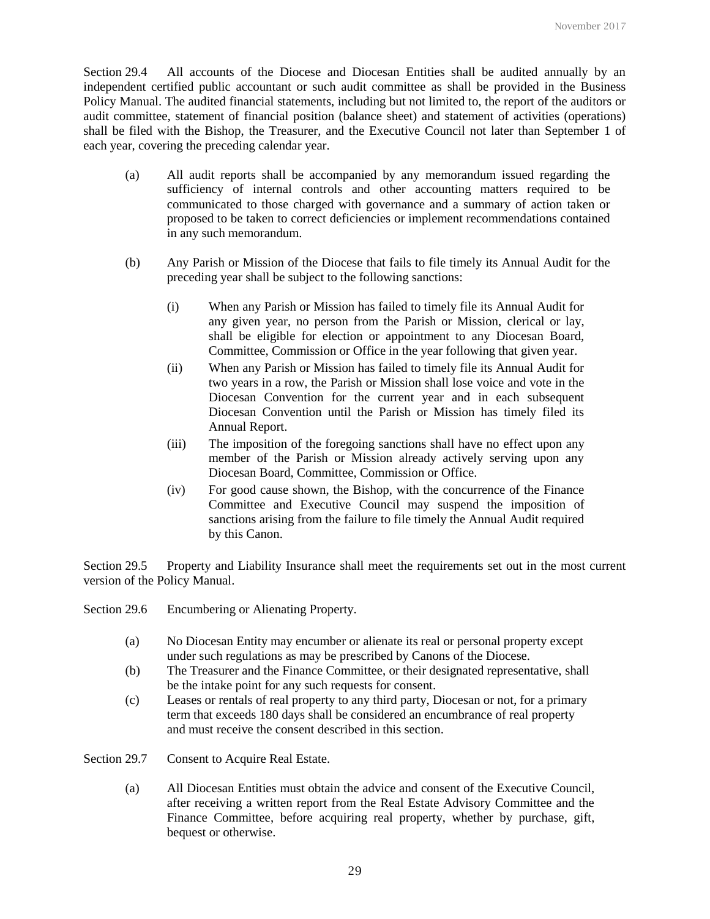Section 29.4 All accounts of the Diocese and Diocesan Entities shall be audited annually by an independent certified public accountant or such audit committee as shall be provided in the Business Policy Manual. The audited financial statements, including but not limited to, the report of the auditors or audit committee, statement of financial position (balance sheet) and statement of activities (operations) shall be filed with the Bishop, the Treasurer, and the Executive Council not later than September 1 of each year, covering the preceding calendar year.

(a) All audit reports shall be accompanied by any memorandum issued regarding the sufficiency of internal controls and other accounting matters required to be communicated to those charged with governance and a summary of action taken or proposed to be taken to correct deficiencies or implement recommendations contained in any such memorandum.

(b) Any Parish or Mission of the Diocese that fails to file timely its Annual Audit for the preceding year shall be subject to the following sanctions:

(i) When any Parish or Mission has failed to timely file its Annual Audit for any given year, no person from the Parish or Mission, clerical or lay, shall be eligible for election or appointment to any Diocesan Board, Committee, Commission or Office in the year following that given year.

(ii) When any Parish or Mission has failed to timely file its Annual Audit for two years in a row, the Parish or Mission shall lose voice and vote in the Diocesan Convention for the current year and in each subsequent Diocesan Convention until the Parish or Mission has timely filed its Annual Report.

(iii) The imposition of the foregoing sanctions shall have no effect upon any member of the Parish or Mission already actively serving upon any Diocesan Board, Committee, Commission or Office.

(iv) For good cause shown, the Bishop, with the concurrence of the Finance Committee and Executive Council may suspend the imposition of sanctions arising from the failure to file timely the Annual Audit required by this Canon.

Section 29.5 Property and Liability Insurance shall meet the requirements set out in the most current version of the Policy Manual.

Section 29.6 Encumbering or Alienating Property.

(a) No Diocesan Entity may encumber or alienate its real or personal property except under such regulations as may be prescribed by Canons of the Diocese.

(b) The Treasurer and the Finance Committee, or their designated representative, shall be the intake point for any such requests for consent.

(c) Leases or rentals of real property to any third party, Diocesan or not, for a primary term that exceeds 180 days shall be considered an encumbrance of real property and must receive the consent described in this section.

Section 29.7 Consent to Acquire Real Estate.

(a) All Diocesan Entities must obtain the advice and consent of the Executive Council, after receiving a written report from the Real Estate Advisory Committee and the Finance Committee, before acquiring real property, whether by purchase, gift, bequest or otherwise.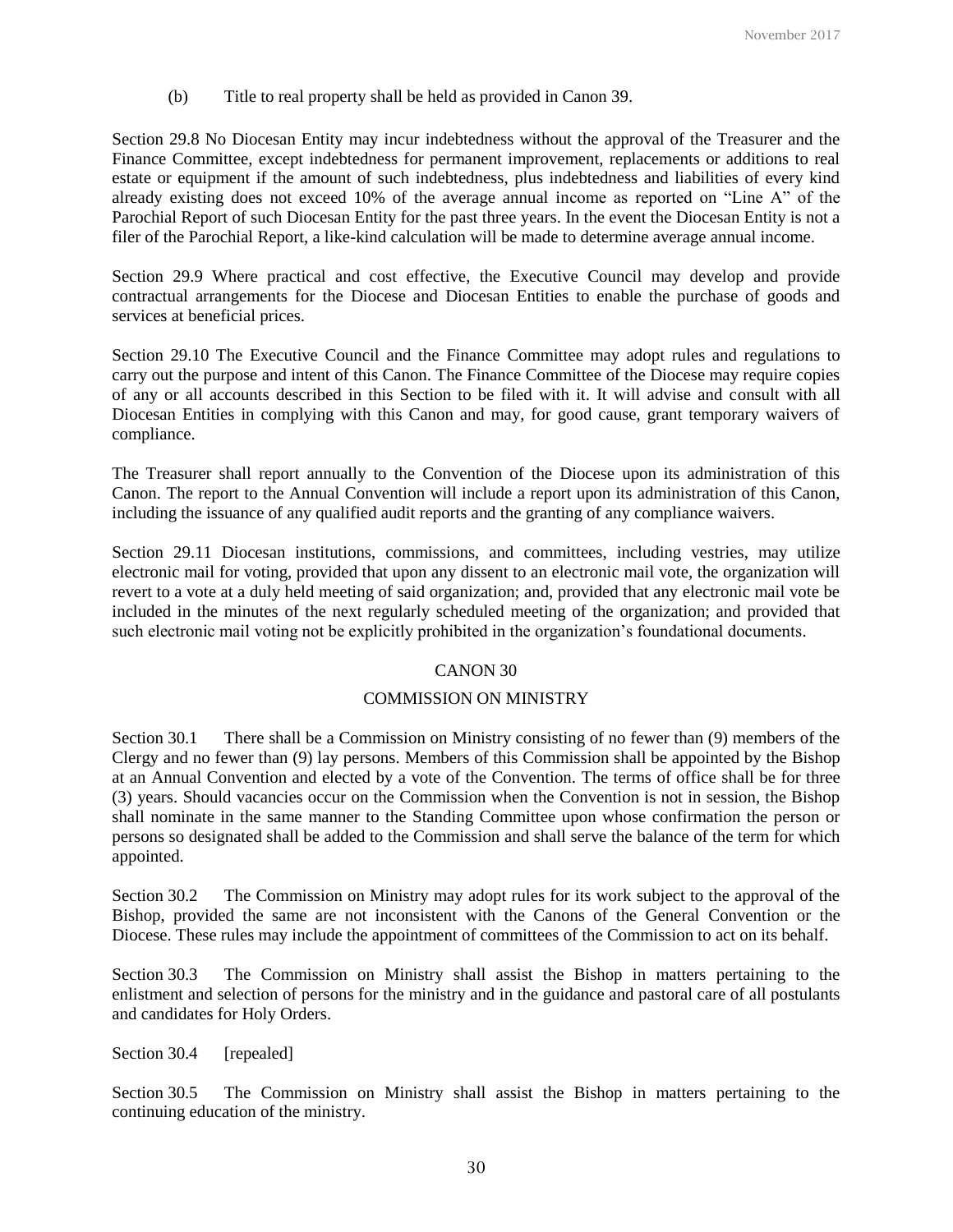(b) Title to real property shall be held as provided in Canon 39.

Section 29.8 No Diocesan Entity may incur indebtedness without the approval of the Treasurer and the Finance Committee, except indebtedness for permanent improvement, replacements or additions to real estate or equipment if the amount of such indebtedness, plus indebtedness and liabilities of every kind already existing does not exceed 10% of the average annual income as reported on "Line A" of the Parochial Report of such Diocesan Entity for the past three years. In the event the Diocesan Entity is not a filer of the Parochial Report, a like-kind calculation will be made to determine average annual income.

Section 29.9 Where practical and cost effective, the Executive Council may develop and provide contractual arrangements for the Diocese and Diocesan Entities to enable the purchase of goods and services at beneficial prices.

Section 29.10 The Executive Council and the Finance Committee may adopt rules and regulations to carry out the purpose and intent of this Canon. The Finance Committee of the Diocese may require copies of any or all accounts described in this Section to be filed with it. It will advise and consult with all Diocesan Entities in complying with this Canon and may, for good cause, grant temporary waivers of compliance.

The Treasurer shall report annually to the Convention of the Diocese upon its administration of this Canon. The report to the Annual Convention will include a report upon its administration of this Canon, including the issuance of any qualified audit reports and the granting of any compliance waivers.

Section 29.11 Diocesan institutions, commissions, and committees, including vestries, may utilize electronic mail for voting, provided that upon any dissent to an electronic mail vote, the organization will revert to a vote at a duly held meeting of said organization; and, provided that any electronic mail vote be included in the minutes of the next regularly scheduled meeting of the organization; and provided that such electronic mail voting not be explicitly prohibited in the organization's foundational documents.

## CANON 30

## COMMISSION ON MINISTRY

Section 30.1 There shall be a Commission on Ministry consisting of no fewer than (9) members of the Clergy and no fewer than (9) lay persons. Members of this Commission shall be appointed by the Bishop at an Annual Convention and elected by a vote of the Convention. The terms of office shall be for three (3) years. Should vacancies occur on the Commission when the Convention is not in session, the Bishop shall nominate in the same manner to the Standing Committee upon whose confirmation the person or persons so designated shall be added to the Commission and shall serve the balance of the term for which appointed.

Section 30.2 The Commission on Ministry may adopt rules for its work subject to the approval of the Bishop, provided the same are not inconsistent with the Canons of the General Convention or the Diocese. These rules may include the appointment of committees of the Commission to act on its behalf.

Section 30.3 The Commission on Ministry shall assist the Bishop in matters pertaining to the enlistment and selection of persons for the ministry and in the guidance and pastoral care of all postulants and candidates for Holy Orders.

Section 30.4 [repealed]

Section 30.5 The Commission on Ministry shall assist the Bishop in matters pertaining to the continuing education of the ministry.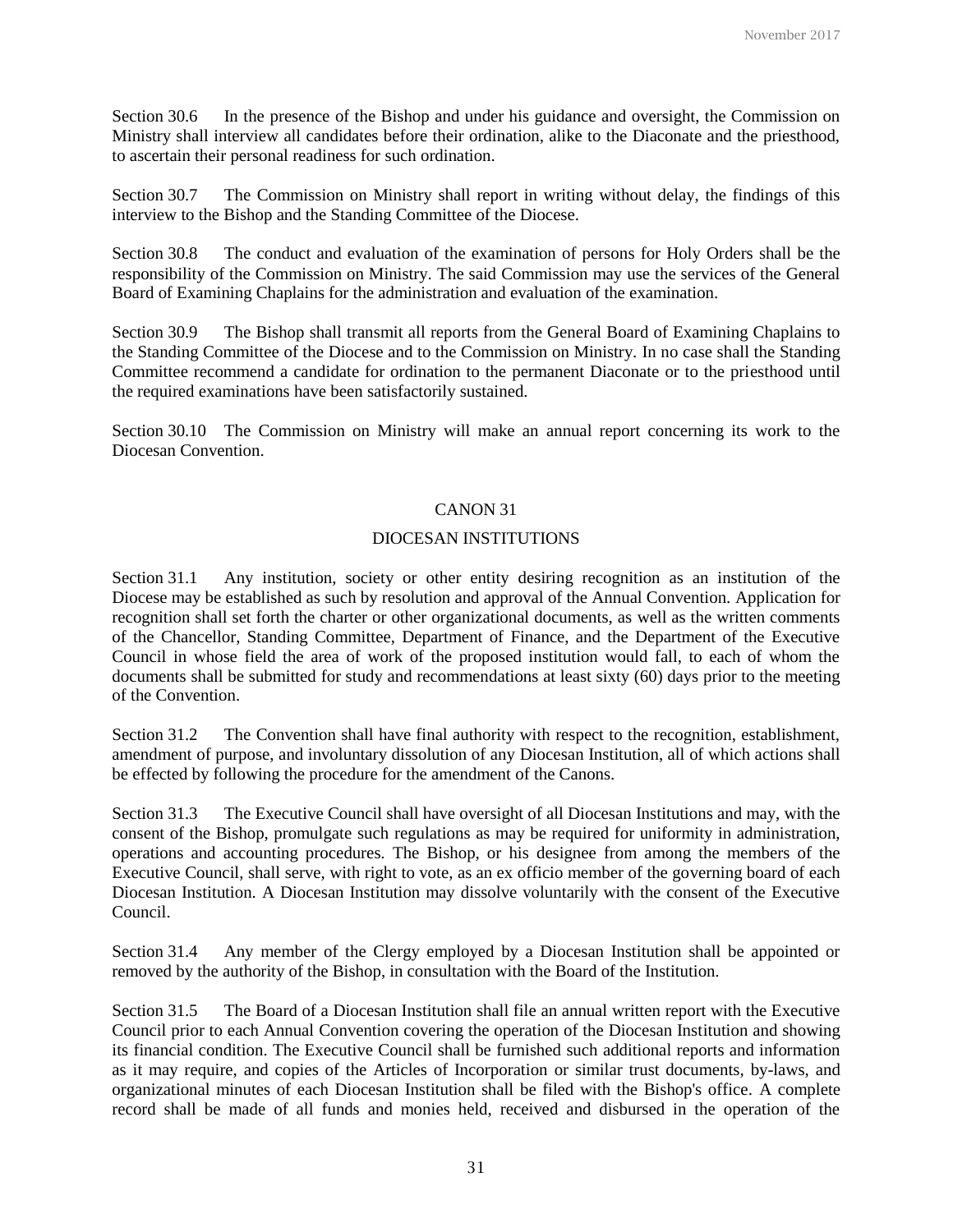Section 30.6 In the presence of the Bishop and under his guidance and oversight, the Commission on Ministry shall interview all candidates before their ordination, alike to the Diaconate and the priesthood, to ascertain their personal readiness for such ordination.

Section 30.7 The Commission on Ministry shall report in writing without delay, the findings of this interview to the Bishop and the Standing Committee of the Diocese.

Section 30.8 The conduct and evaluation of the examination of persons for Holy Orders shall be the responsibility of the Commission on Ministry. The said Commission may use the services of the General Board of Examining Chaplains for the administration and evaluation of the examination.

Section 30.9 The Bishop shall transmit all reports from the General Board of Examining Chaplains to the Standing Committee of the Diocese and to the Commission on Ministry. In no case shall the Standing Committee recommend a candidate for ordination to the permanent Diaconate or to the priesthood until the required examinations have been satisfactorily sustained.

Section 30.10 The Commission on Ministry will make an annual report concerning its work to the Diocesan Convention.

## CANON 31

## DIOCESAN INSTITUTIONS

Section 31.1 Any institution, society or other entity desiring recognition as an institution of the Diocese may be established as such by resolution and approval of the Annual Convention. Application for recognition shall set forth the charter or other organizational documents, as well as the written comments of the Chancellor, Standing Committee, Department of Finance, and the Department of the Executive Council in whose field the area of work of the proposed institution would fall, to each of whom the documents shall be submitted for study and recommendations at least sixty (60) days prior to the meeting of the Convention.

Section 31.2 The Convention shall have final authority with respect to the recognition, establishment, amendment of purpose, and involuntary dissolution of any Diocesan Institution, all of which actions shall be effected by following the procedure for the amendment of the Canons.

Section 31.3 The Executive Council shall have oversight of all Diocesan Institutions and may, with the consent of the Bishop, promulgate such regulations as may be required for uniformity in administration, operations and accounting procedures. The Bishop, or his designee from among the members of the Executive Council, shall serve, with right to vote, as an ex officio member of the governing board of each Diocesan Institution. A Diocesan Institution may dissolve voluntarily with the consent of the Executive Council.

Section 31.4 Any member of the Clergy employed by a Diocesan Institution shall be appointed or removed by the authority of the Bishop, in consultation with the Board of the Institution.

Section 31.5 The Board of a Diocesan Institution shall file an annual written report with the Executive Council prior to each Annual Convention covering the operation of the Diocesan Institution and showing its financial condition. The Executive Council shall be furnished such additional reports and information as it may require, and copies of the Articles of Incorporation or similar trust documents, by-laws, and organizational minutes of each Diocesan Institution shall be filed with the Bishop's office. A complete record shall be made of all funds and monies held, received and disbursed in the operation of the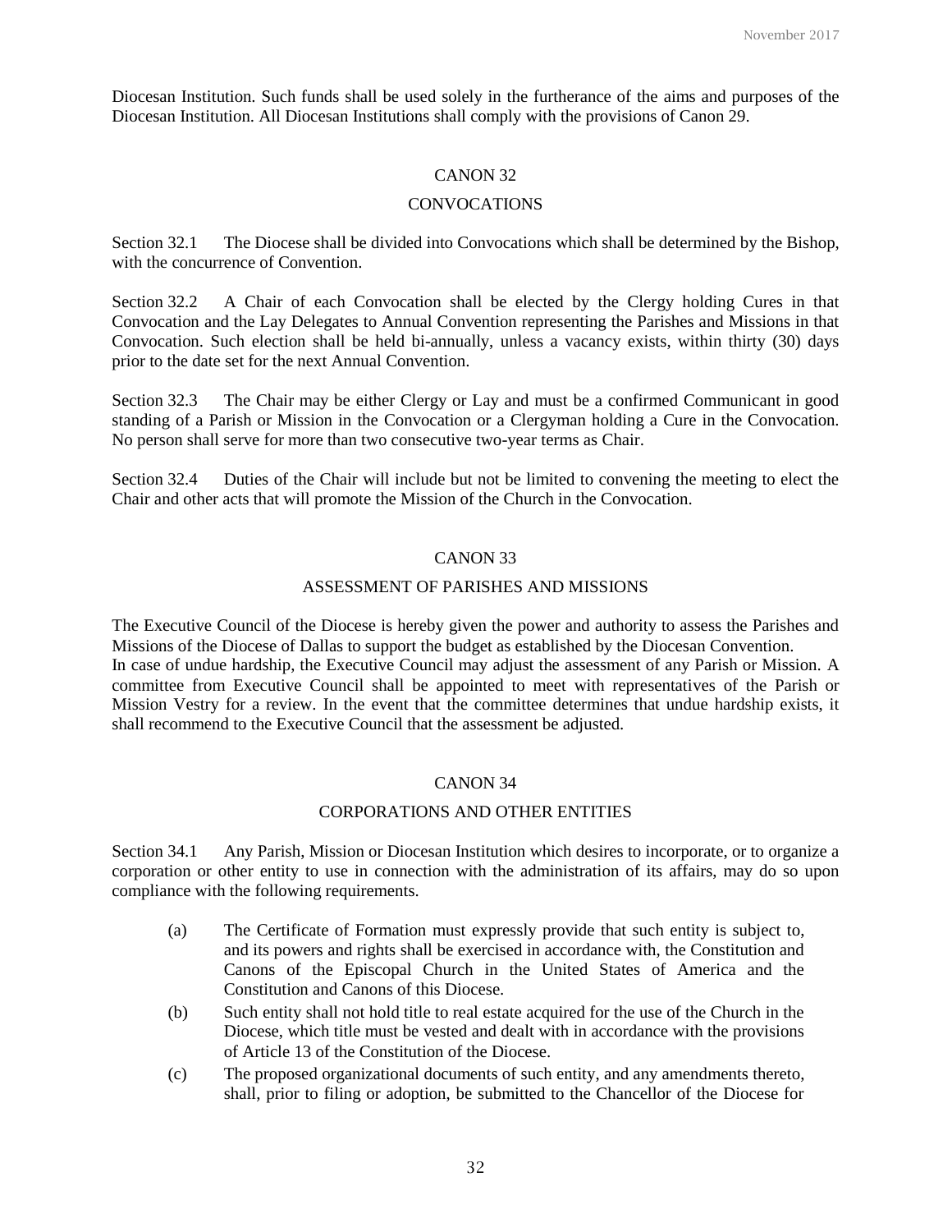Diocesan Institution. Such funds shall be used solely in the furtherance of the aims and purposes of the Diocesan Institution. All Diocesan Institutions shall comply with the provisions of Canon 29.

## CANON 32

## CONVOCATIONS

Section 32.1 The Diocese shall be divided into Convocations which shall be determined by the Bishop, with the concurrence of Convention.

Section 32.2 A Chair of each Convocation shall be elected by the Clergy holding Cures in that Convocation and the Lay Delegates to Annual Convention representing the Parishes and Missions in that Convocation. Such election shall be held bi-annually, unless a vacancy exists, within thirty (30) days prior to the date set for the next Annual Convention.

Section 32.3 The Chair may be either Clergy or Lay and must be a confirmed Communicant in good standing of a Parish or Mission in the Convocation or a Clergyman holding a Cure in the Convocation. No person shall serve for more than two consecutive two-year terms as Chair.

Section 32.4 Duties of the Chair will include but not be limited to convening the meeting to elect the Chair and other acts that will promote the Mission of the Church in the Convocation.

## CANON 33

## ASSESSMENT OF PARISHES AND MISSIONS

The Executive Council of the Diocese is hereby given the power and authority to assess the Parishes and Missions of the Diocese of Dallas to support the budget as established by the Diocesan Convention.
In case of undue hardship, the Executive Council may adjust the assessment of any Parish or Mission. A committee from Executive Council shall be appointed to meet with representatives of the Parish or Mission Vestry for a review. In the event that the committee determines that undue hardship exists, it shall recommend to the Executive Council that the assessment be adjusted.

## CANON 34

## CORPORATIONS AND OTHER ENTITIES

Section 34.1 Any Parish, Mission or Diocesan Institution which desires to incorporate, or to organize a corporation or other entity to use in connection with the administration of its affairs, may do so upon compliance with the following requirements.

(a) The Certificate of Formation must expressly provide that such entity is subject to, and its powers and rights shall be exercised in accordance with, the Constitution and Canons of the Episcopal Church in the United States of America and the Constitution and Canons of this Diocese.

(b) Such entity shall not hold title to real estate acquired for the use of the Church in the Diocese, which title must be vested and dealt with in accordance with the provisions of Article 13 of the Constitution of the Diocese.

(c) The proposed organizational documents of such entity, and any amendments thereto, shall, prior to filing or adoption, be submitted to the Chancellor of the Diocese for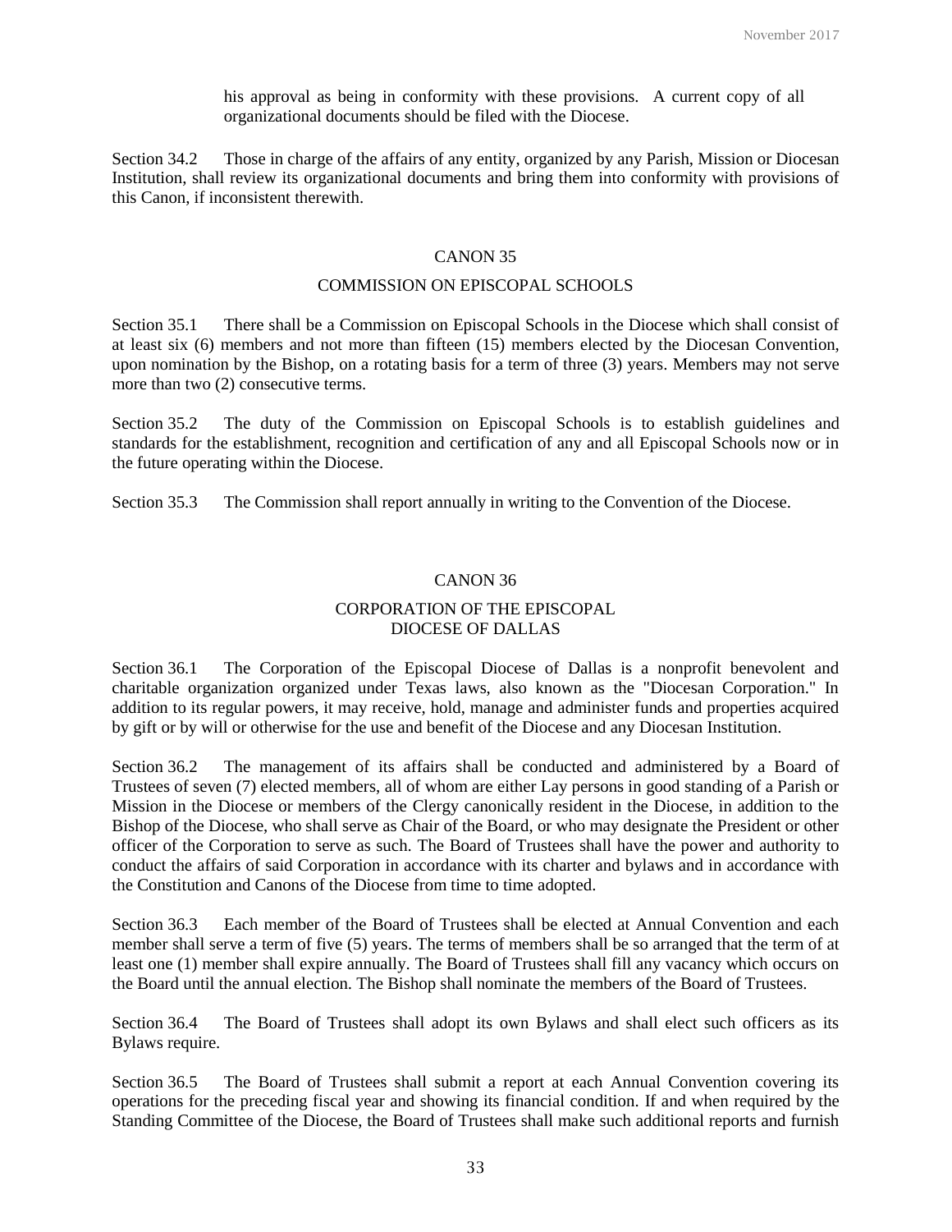his approval as being in conformity with these provisions. A current copy of all organizational documents should be filed with the Diocese.

Section 34.2 Those in charge of the affairs of any entity, organized by any Parish, Mission or Diocesan Institution, shall review its organizational documents and bring them into conformity with provisions of this Canon, if inconsistent therewith.

## CANON 35

## COMMISSION ON EPISCOPAL SCHOOLS

Section 35.1 There shall be a Commission on Episcopal Schools in the Diocese which shall consist of at least six (6) members and not more than fifteen (15) members elected by the Diocesan Convention, upon nomination by the Bishop, on a rotating basis for a term of three (3) years. Members may not serve more than two (2) consecutive terms.

Section 35.2 The duty of the Commission on Episcopal Schools is to establish guidelines and standards for the establishment, recognition and certification of any and all Episcopal Schools now or in the future operating within the Diocese.

Section 35.3 The Commission shall report annually in writing to the Convention of the Diocese.

## CANON 36

## CORPORATION OF THE EPISCOPAL DIOCESE OF DALLAS

Section 36.1 The Corporation of the Episcopal Diocese of Dallas is a nonprofit benevolent and charitable organization organized under Texas laws, also known as the "Diocesan Corporation." In addition to its regular powers, it may receive, hold, manage and administer funds and properties acquired by gift or by will or otherwise for the use and benefit of the Diocese and any Diocesan Institution.

Section 36.2 The management of its affairs shall be conducted and administered by a Board of Trustees of seven (7) elected members, all of whom are either Lay persons in good standing of a Parish or Mission in the Diocese or members of the Clergy canonically resident in the Diocese, in addition to the Bishop of the Diocese, who shall serve as Chair of the Board, or who may designate the President or other officer of the Corporation to serve as such. The Board of Trustees shall have the power and authority to conduct the affairs of said Corporation in accordance with its charter and bylaws and in accordance with the Constitution and Canons of the Diocese from time to time adopted.

Section 36.3 Each member of the Board of Trustees shall be elected at Annual Convention and each member shall serve a term of five (5) years. The terms of members shall be so arranged that the term of at least one (1) member shall expire annually. The Board of Trustees shall fill any vacancy which occurs on the Board until the annual election. The Bishop shall nominate the members of the Board of Trustees.

Section 36.4 The Board of Trustees shall adopt its own Bylaws and shall elect such officers as its Bylaws require.

Section 36.5 The Board of Trustees shall submit a report at each Annual Convention covering its operations for the preceding fiscal year and showing its financial condition. If and when required by the Standing Committee of the Diocese, the Board of Trustees shall make such additional reports and furnish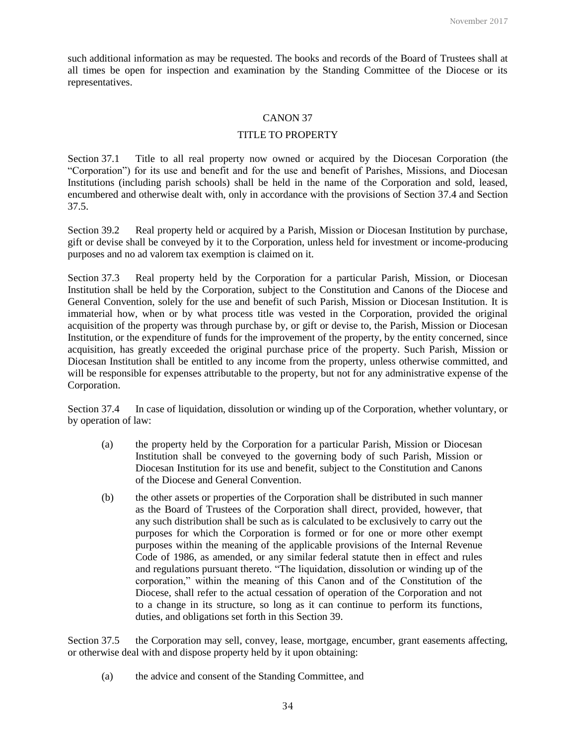such additional information as may be requested. The books and records of the Board of Trustees shall at all times be open for inspection and examination by the Standing Committee of the Diocese or its representatives.

## CANON 37

## TITLE TO PROPERTY

Section 37.1 Title to all real property now owned or acquired by the Diocesan Corporation (the "Corporation") for its use and benefit and for the use and benefit of Parishes, Missions, and Diocesan Institutions (including parish schools) shall be held in the name of the Corporation and sold, leased, encumbered and otherwise dealt with, only in accordance with the provisions of Section 37.4 and Section 37.5.

Section 39.2 Real property held or acquired by a Parish, Mission or Diocesan Institution by purchase, gift or devise shall be conveyed by it to the Corporation, unless held for investment or income-producing purposes and no ad valorem tax exemption is claimed on it.

Section 37.3 Real property held by the Corporation for a particular Parish, Mission, or Diocesan Institution shall be held by the Corporation, subject to the Constitution and Canons of the Diocese and General Convention, solely for the use and benefit of such Parish, Mission or Diocesan Institution. It is immaterial how, when or by what process title was vested in the Corporation, provided the original acquisition of the property was through purchase by, or gift or devise to, the Parish, Mission or Diocesan Institution, or the expenditure of funds for the improvement of the property, by the entity concerned, since acquisition, has greatly exceeded the original purchase price of the property. Such Parish, Mission or Diocesan Institution shall be entitled to any income from the property, unless otherwise committed, and will be responsible for expenses attributable to the property, but not for any administrative expense of the Corporation.

Section 37.4 In case of liquidation, dissolution or winding up of the Corporation, whether voluntary, or by operation of law:

(a) the property held by the Corporation for a particular Parish, Mission or Diocesan Institution shall be conveyed to the governing body of such Parish, Mission or Diocesan Institution for its use and benefit, subject to the Constitution and Canons of the Diocese and General Convention.

(b) the other assets or properties of the Corporation shall be distributed in such manner as the Board of Trustees of the Corporation shall direct, provided, however, that any such distribution shall be such as is calculated to be exclusively to carry out the purposes for which the Corporation is formed or for one or more other exempt purposes within the meaning of the applicable provisions of the Internal Revenue Code of 1986, as amended, or any similar federal statute then in effect and rules and regulations pursuant thereto. "The liquidation, dissolution or winding up of the corporation," within the meaning of this Canon and of the Constitution of the Diocese, shall refer to the actual cessation of operation of the Corporation and not to a change in its structure, so long as it can continue to perform its functions, duties, and obligations set forth in this Section 39.

Section 37.5 the Corporation may sell, convey, lease, mortgage, encumber, grant easements affecting, or otherwise deal with and dispose property held by it upon obtaining:

(a) the advice and consent of the Standing Committee, and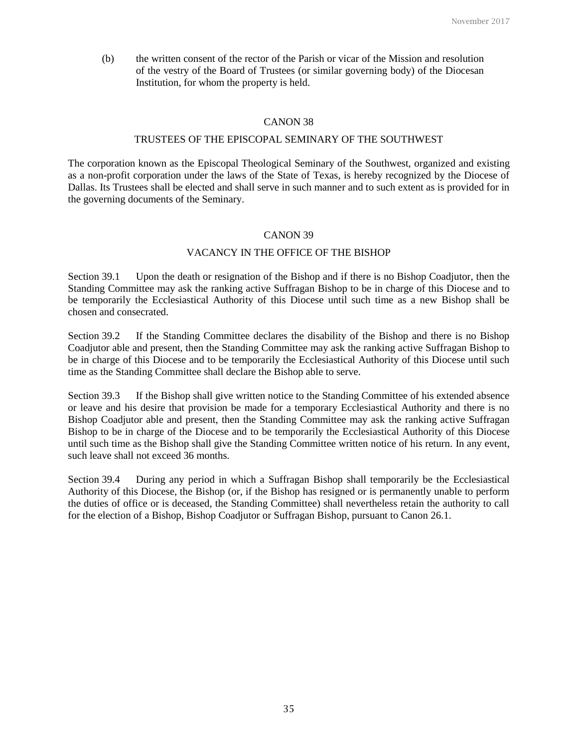(b) the written consent of the rector of the Parish or vicar of the Mission and resolution of the vestry of the Board of Trustees (or similar governing body) of the Diocesan Institution, for whom the property is held.

## CANON 38

### TRUSTEES OF THE EPISCOPAL SEMINARY OF THE SOUTHWEST

The corporation known as the Episcopal Theological Seminary of the Southwest, organized and existing as a non-profit corporation under the laws of the State of Texas, is hereby recognized by the Diocese of Dallas. Its Trustees shall be elected and shall serve in such manner and to such extent as is provided for in the governing documents of the Seminary.

## CANON 39

### VACANCY IN THE OFFICE OF THE BISHOP

Section 39.1 Upon the death or resignation of the Bishop and if there is no Bishop Coadjutor, then the Standing Committee may ask the ranking active Suffragan Bishop to be in charge of this Diocese and to be temporarily the Ecclesiastical Authority of this Diocese until such time as a new Bishop shall be chosen and consecrated.

Section 39.2 If the Standing Committee declares the disability of the Bishop and there is no Bishop Coadjutor able and present, then the Standing Committee may ask the ranking active Suffragan Bishop to be in charge of this Diocese and to be temporarily the Ecclesiastical Authority of this Diocese until such time as the Standing Committee shall declare the Bishop able to serve.

Section 39.3 If the Bishop shall give written notice to the Standing Committee of his extended absence or leave and his desire that provision be made for a temporary Ecclesiastical Authority and there is no Bishop Coadjutor able and present, then the Standing Committee may ask the ranking active Suffragan Bishop to be in charge of the Diocese and to be temporarily the Ecclesiastical Authority of this Diocese until such time as the Bishop shall give the Standing Committee written notice of his return. In any event, such leave shall not exceed 36 months.

Section 39.4 During any period in which a Suffragan Bishop shall temporarily be the Ecclesiastical Authority of this Diocese, the Bishop (or, if the Bishop has resigned or is permanently unable to perform the duties of office or is deceased, the Standing Committee) shall nevertheless retain the authority to call for the election of a Bishop, Bishop Coadjutor or Suffragan Bishop, pursuant to Canon 26.1.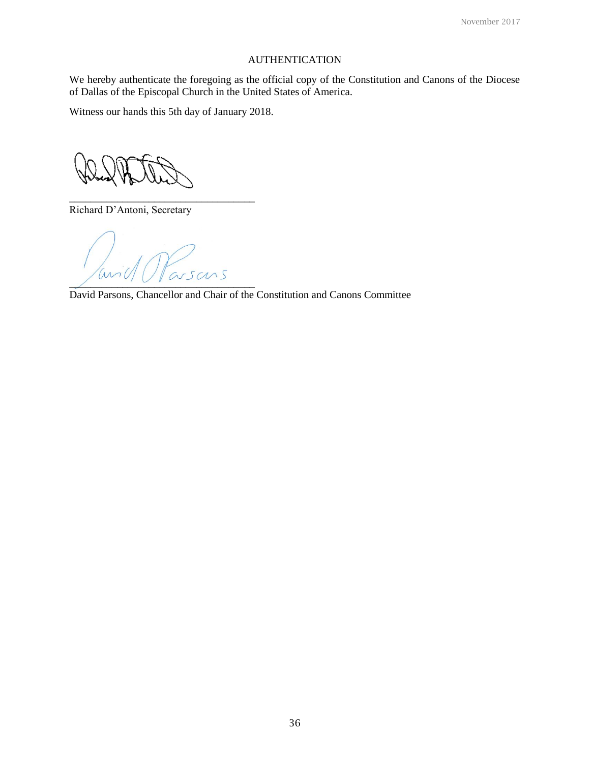## AUTHENTICATION

We hereby authenticate the foregoing as the official copy of the Constitution and Canons of the Diocese of Dallas of the Episcopal Church in the United States of America.

Witness our hands this 5th day of January 2018.

\_\_\_\_\_\_\_\_\_\_\_\_\_\_\_\_\_\_\_\_\_\_\_\_\_\_\_\_\_\_\_\_\_\_\_

Richard D'Antoni, Secretary

\_\_\_\_\_\_\_\_\_\_\_\_\_\_\_\_\_\_\_\_\_\_\_\_\_\_\_\_\_\_\_\_\_\_\_

David Parsons, Chancellor and Chair of the Constitution and Canons Committee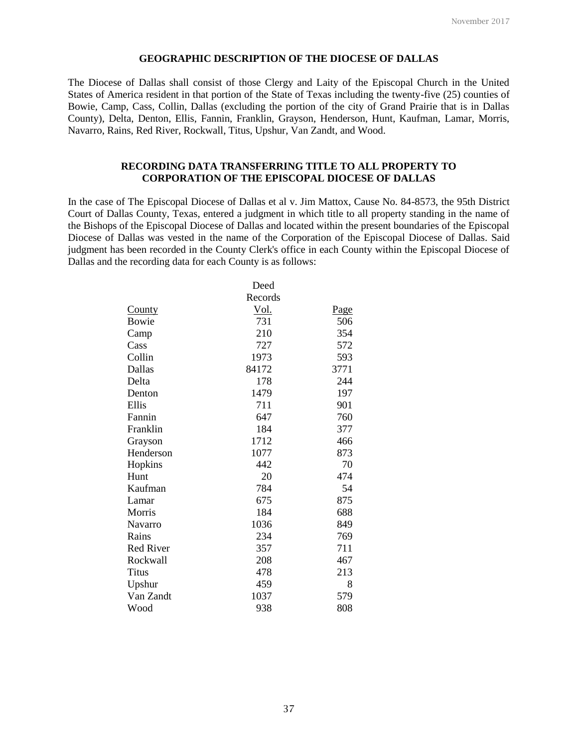## GEOGRAPHIC DESCRIPTION OF THE DIOCESE OF DALLAS

The Diocese of Dallas shall consist of those Clergy and Laity of the Episcopal Church in the United States of America resident in that portion of the State of Texas including the twenty-five (25) counties of Bowie, Camp, Cass, Collin, Dallas (excluding the portion of the city of Grand Prairie that is in Dallas County), Delta, Denton, Ellis, Fannin, Franklin, Grayson, Henderson, Hunt, Kaufman, Lamar, Morris, Navarro, Rains, Red River, Rockwall, Titus, Upshur, Van Zandt, and Wood.

## RECORDING DATA TRANSFERRING TITLE TO ALL PROPERTY TO CORPORATION OF THE EPISCOPAL DIOCESE OF DALLAS

In the case of The Episcopal Diocese of Dallas et al v. Jim Mattox, Cause No. 84-8573, the 95th District Court of Dallas County, Texas, entered a judgment in which title to all property standing in the name of the Bishops of the Episcopal Diocese of Dallas and located within the present boundaries of the Episcopal Diocese of Dallas was vested in the name of the Corporation of the Episcopal Diocese of Dallas. Said judgment has been recorded in the County Clerk's office in each County within the Episcopal Diocese of Dallas and the recording data for each County is as follows:

| County | Deed Records Vol. | Page |
|---|---|---|
| Bowie | 731 | 506 |
| Camp | 210 | 354 |
| Cass | 727 | 572 |
| Collin | 1973 | 593 |
| Dallas | 84172 | 3771 |
| Delta | 178 | 244 |
| Denton | 1479 | 197 |
| Ellis | 711 | 901 |
| Fannin | 647 | 760 |
| Franklin | 184 | 377 |
| Grayson | 1712 | 466 |
| Henderson | 1077 | 873 |
| Hopkins | 442 | 70 |
| Hunt | 20 | 474 |
| Kaufman | 784 | 54 |
| Lamar | 675 | 875 |
| Morris | 184 | 688 |
| Navarro | 1036 | 849 |
| Rains | 234 | 769 |
| Red River | 357 | 711 |
| Rockwall | 208 | 467 |
| Titus | 478 | 213 |
| Upshur | 459 | 8 |
| Van Zandt | 1037 | 579 |
| Wood | 938 | 808 |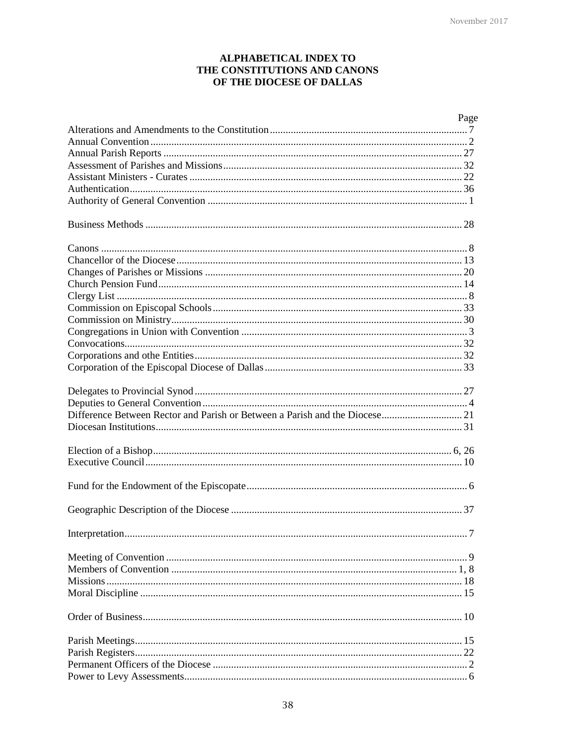# ALPHABETICAL INDEX TO THE CONSTITUTIONS AND CANONS OF THE DIOCESE OF DALLAS

| | Page |
|---|---|
| Alterations and Amendments to the Constitution | 7 |
| Annual Convention | 2 |
| Annual Parish Reports | 27 |
| Assessment of Parishes and Missions | 32 |
| Assistant Ministers - Curates | 22 |
| Authentication | 36 |
| Authority of General Convention | 1 |
| | |
| Business Methods | 28 |
| | |
| Canons | 8 |
| Chancellor of the Diocese | 13 |
| Changes of Parishes or Missions | 20 |
| Church Pension Fund | 14 |
| Clergy List | 8 |
| Commission on Episcopal Schools | 33 |
| Commission on Ministry | 30 |
| Congregations in Union with Convention | 3 |
| Convocations | 32 |
| Corporations and othe Entities | 32 |
| Corporation of the Episcopal Diocese of Dallas | 33 |
| | |
| Delegates to Provincial Synod | 27 |
| Deputies to General Convention | 4 |
| Difference Between Rector and Parish or Between a Parish and the Diocese | 21 |
| Diocesan Institutions | 31 |
| | |
| Election of a Bishop | 6, 26 |
| Executive Council | 10 |
| | |
| Fund for the Endowment of the Episcopate | 6 |
| | |
| Geographic Description of the Diocese | 37 |
| | |
| Interpretation | 7 |
| | |
| Meeting of Convention | 9 |
| Members of Convention | 1, 8 |
| Missions | 18 |
| Moral Discipline | 15 |
| | |
| Order of Business | 10 |
| | |
| Parish Meetings | 15 |
| Parish Registers | 22 |
| Permanent Officers of the Diocese | 2 |
| Power to Levy Assessments | 6 |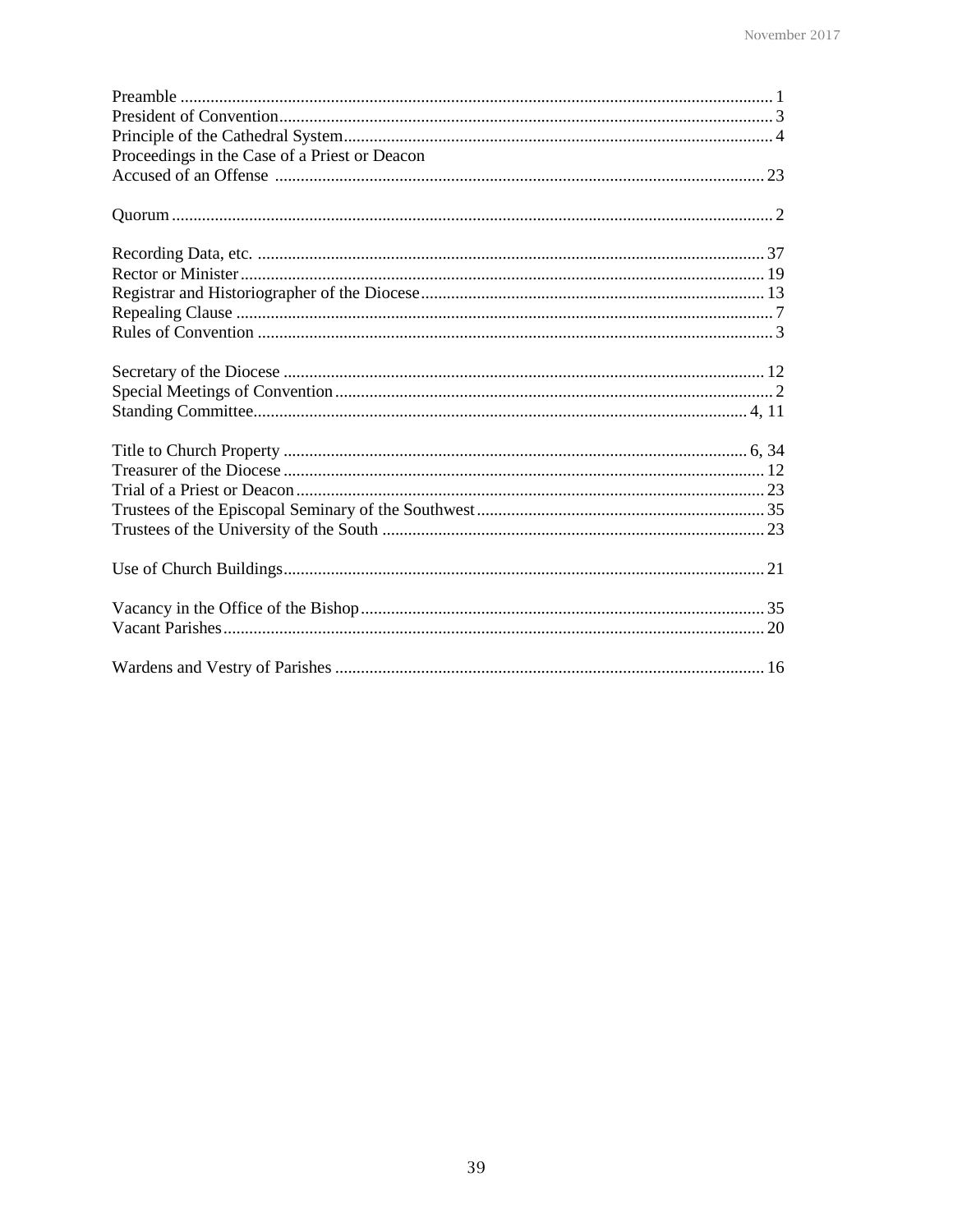Preamble ........................................................................................................................ 1
President of Convention................................................................................................ 3
Principle of the Cathedral System.................................................................................. 4
Proceedings in the Case of a Priest or Deacon
Accused of an Offense ................................................................................................ 23

Quorum ........................................................................................................................ 2

Recording Data, etc. ..................................................................................................... 37
Rector or Minister ......................................................................................................... 19
Registrar and Historiographer of the Diocese ............................................................... 13
Repealing Clause ........................................................................................................... 7
Rules of Convention ...................................................................................................... 3

Secretary of the Diocese ............................................................................................... 12
Special Meetings of Convention .................................................................................... 2
Standing Committee.................................................................................................. 4, 11

Title to Church Property ............................................................................................ 6, 34
Treasurer of the Diocese ............................................................................................... 12
Trial of a Priest or Deacon ............................................................................................ 23
Trustees of the Episcopal Seminary of the Southwest .................................................. 35
Trustees of the University of the South ........................................................................ 23

Use of Church Buildings ............................................................................................... 21

Vacancy in the Office of the Bishop ............................................................................. 35
Vacant Parishes ............................................................................................................ 20

Wardens and Vestry of Parishes ................................................................................... 16